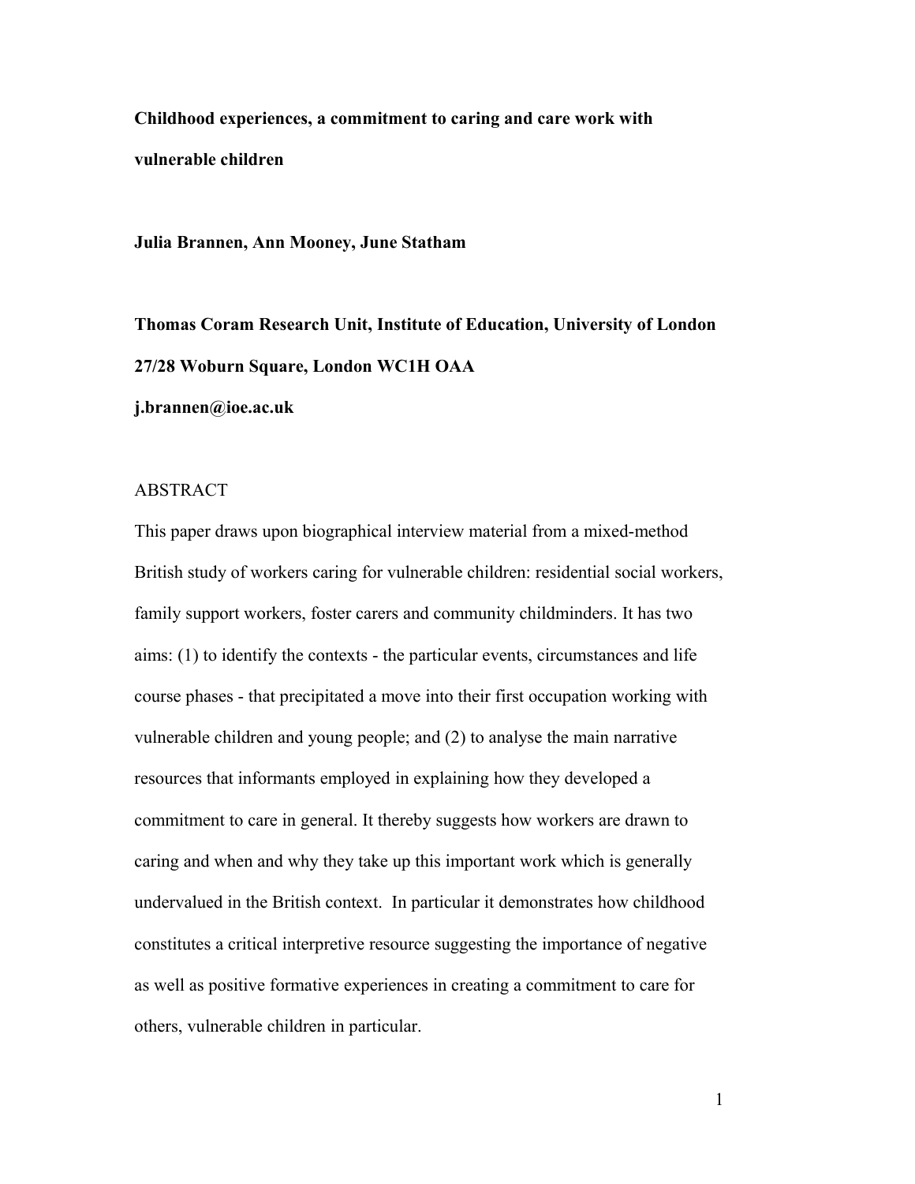# Childhood experiences, a commitment to caring and care work with vulnerable children

**Julia Brannen, Ann Mooney, June Statham**

**Thomas Coram Research Unit, Institute of Education, University of London**

**27/28 Woburn Square, London WC1H OAA**

**j.brannen@ioe.ac.uk**

## ABSTRACT

This paper draws upon biographical interview material from a mixed-method British study of workers caring for vulnerable children: residential social workers, family support workers, foster carers and community childminders. It has two aims: (1) to identify the contexts - the particular events, circumstances and life course phases - that precipitated a move into their first occupation working with vulnerable children and young people; and (2) to analyse the main narrative resources that informants employed in explaining how they developed a commitment to care in general. It thereby suggests how workers are drawn to caring and when and why they take up this important work which is generally undervalued in the British context. In particular it demonstrates how childhood constitutes a critical interpretive resource suggesting the importance of negative as well as positive formative experiences in creating a commitment to care for others, vulnerable children in particular.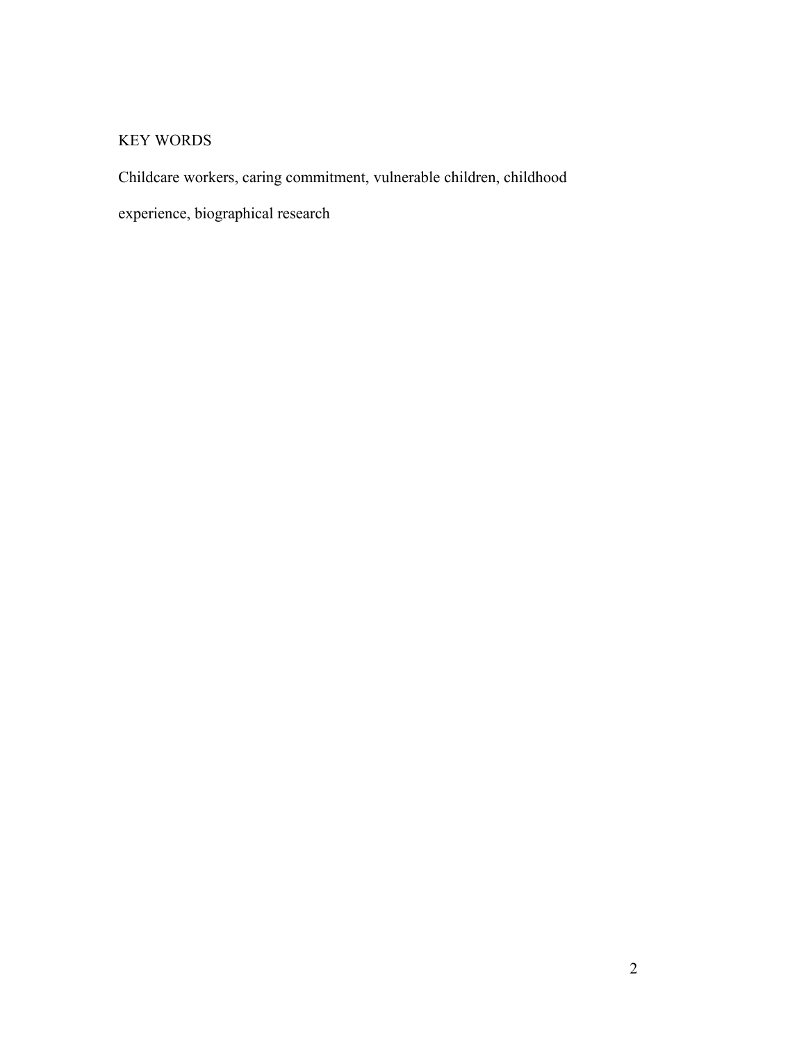KEY WORDS

Childcare workers, caring commitment, vulnerable children, childhood experience, biographical research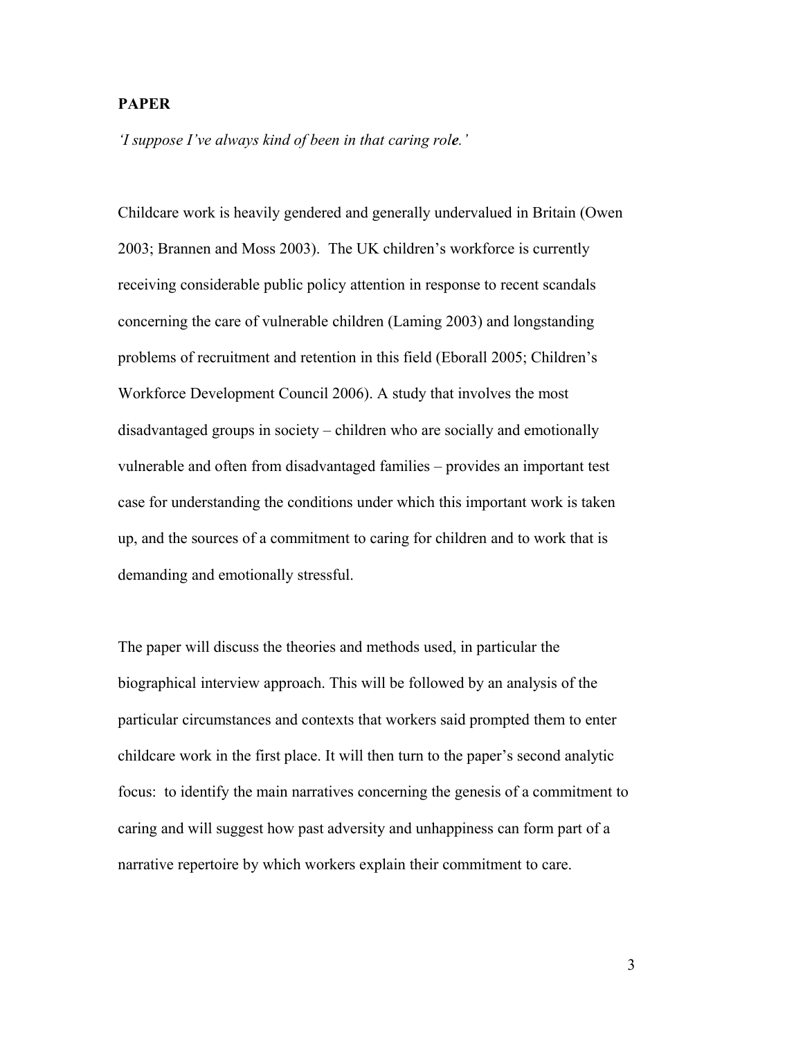**PAPER**

*'I suppose I've always kind of been in that caring role.'*

Childcare work is heavily gendered and generally undervalued in Britain (Owen 2003; Brannen and Moss 2003). The UK children's workforce is currently receiving considerable public policy attention in response to recent scandals concerning the care of vulnerable children (Laming 2003) and longstanding problems of recruitment and retention in this field (Eborall 2005; Children's Workforce Development Council 2006). A study that involves the most disadvantaged groups in society – children who are socially and emotionally vulnerable and often from disadvantaged families – provides an important test case for understanding the conditions under which this important work is taken up, and the sources of a commitment to caring for children and to work that is demanding and emotionally stressful.

The paper will discuss the theories and methods used, in particular the biographical interview approach. This will be followed by an analysis of the particular circumstances and contexts that workers said prompted them to enter childcare work in the first place. It will then turn to the paper's second analytic focus: to identify the main narratives concerning the genesis of a commitment to caring and will suggest how past adversity and unhappiness can form part of a narrative repertoire by which workers explain their commitment to care.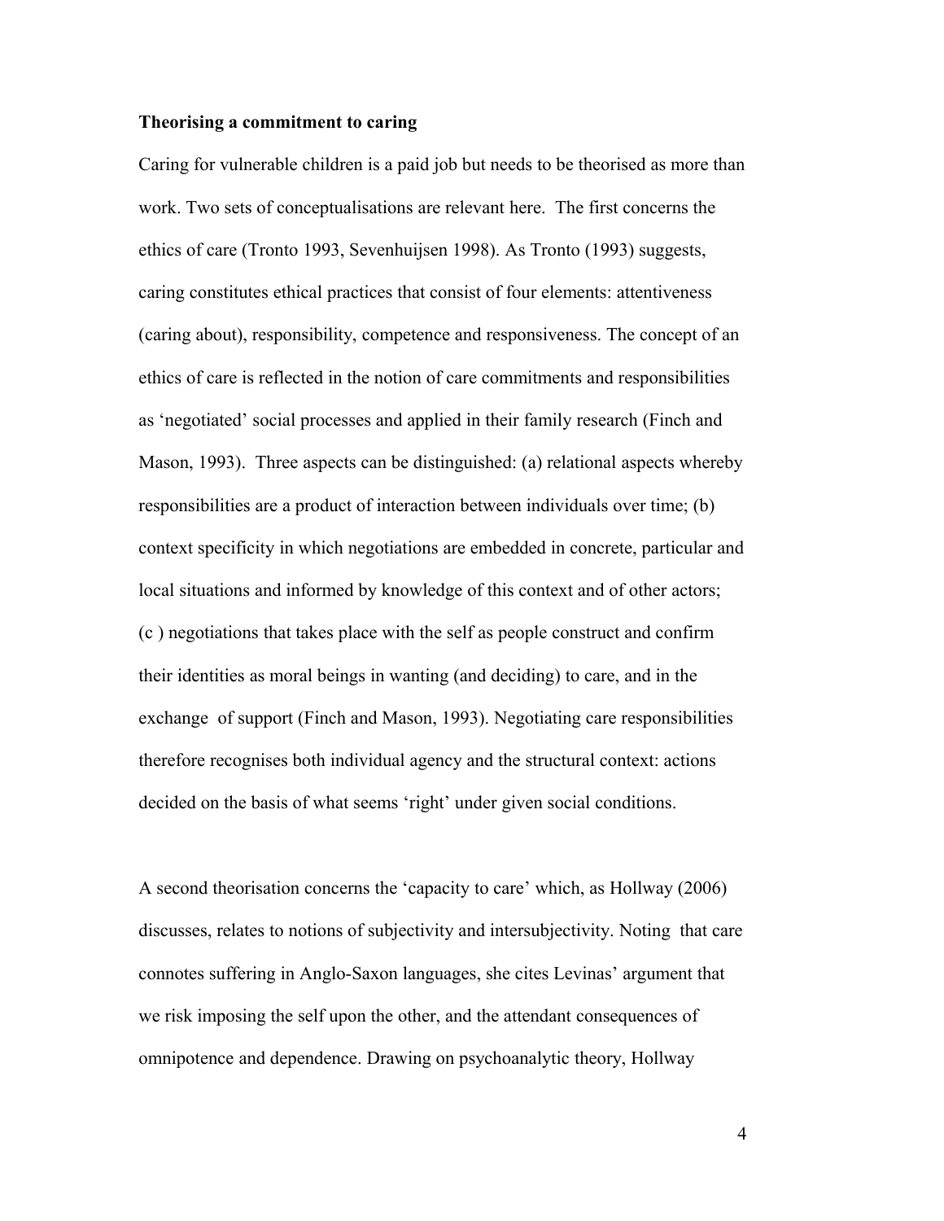**Theorising a commitment to caring**

Caring for vulnerable children is a paid job but needs to be theorised as more than work. Two sets of conceptualisations are relevant here. The first concerns the ethics of care (Tronto 1993, Sevenhuijsen 1998). As Tronto (1993) suggests, caring constitutes ethical practices that consist of four elements: attentiveness (caring about), responsibility, competence and responsiveness. The concept of an ethics of care is reflected in the notion of care commitments and responsibilities as 'negotiated' social processes and applied in their family research (Finch and Mason, 1993). Three aspects can be distinguished: (a) relational aspects whereby responsibilities are a product of interaction between individuals over time; (b) context specificity in which negotiations are embedded in concrete, particular and local situations and informed by knowledge of this context and of other actors; (c ) negotiations that takes place with the self as people construct and confirm their identities as moral beings in wanting (and deciding) to care, and in the exchange of support (Finch and Mason, 1993). Negotiating care responsibilities therefore recognises both individual agency and the structural context: actions decided on the basis of what seems 'right' under given social conditions.

A second theorisation concerns the 'capacity to care' which, as Hollway (2006) discusses, relates to notions of subjectivity and intersubjectivity. Noting that care connotes suffering in Anglo-Saxon languages, she cites Levinas' argument that we risk imposing the self upon the other, and the attendant consequences of omnipotence and dependence. Drawing on psychoanalytic theory, Hollway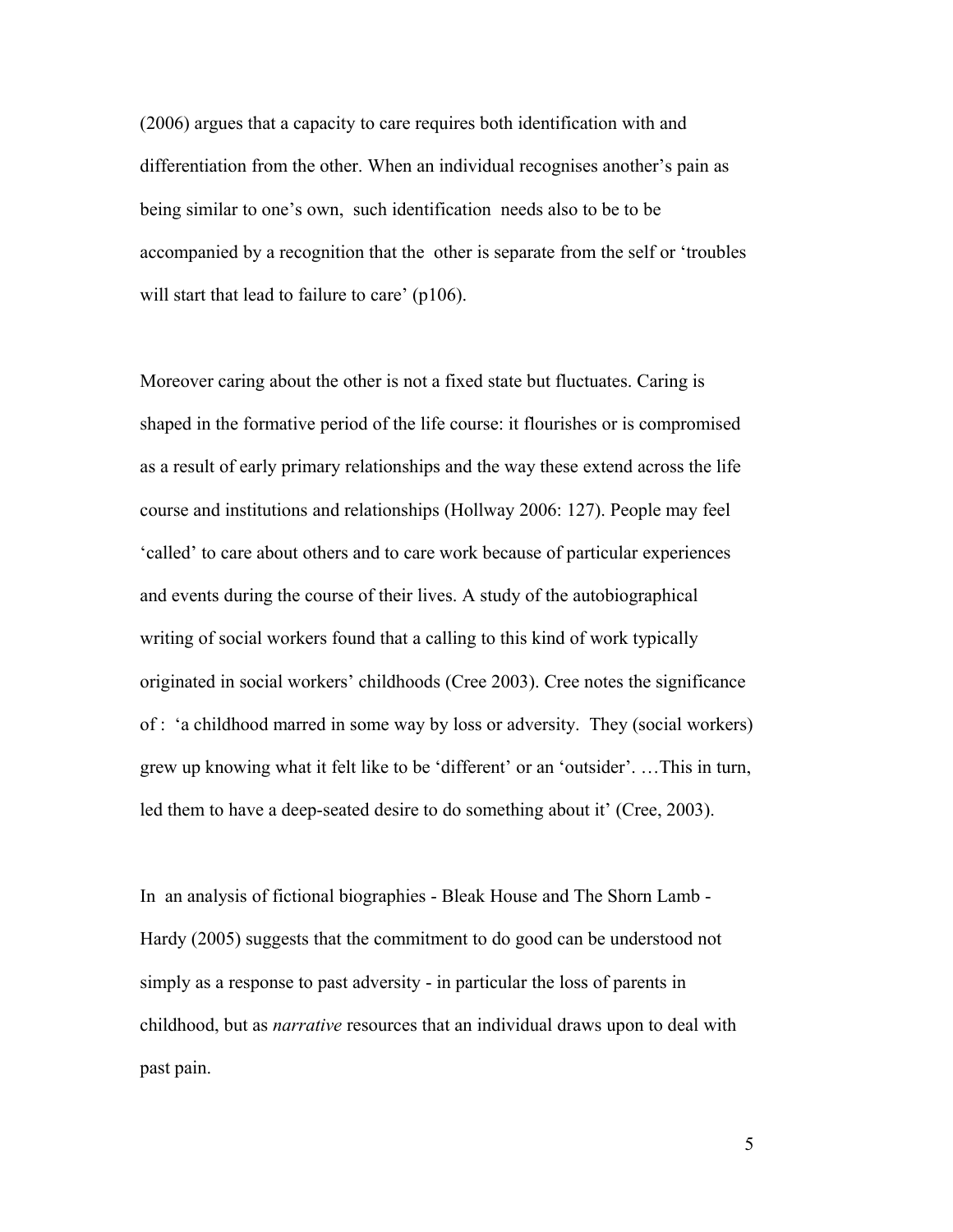(2006) argues that a capacity to care requires both identification with and differentiation from the other. When an individual recognises another's pain as being similar to one's own, such identification needs also to be to be accompanied by a recognition that the other is separate from the self or 'troubles will start that lead to failure to care' (p106).

Moreover caring about the other is not a fixed state but fluctuates. Caring is shaped in the formative period of the life course: it flourishes or is compromised as a result of early primary relationships and the way these extend across the life course and institutions and relationships (Hollway 2006: 127). People may feel 'called' to care about others and to care work because of particular experiences and events during the course of their lives. A study of the autobiographical writing of social workers found that a calling to this kind of work typically originated in social workers' childhoods (Cree 2003). Cree notes the significance of : 'a childhood marred in some way by loss or adversity. They (social workers) grew up knowing what it felt like to be 'different' or an 'outsider'. …This in turn, led them to have a deep-seated desire to do something about it' (Cree, 2003).

In an analysis of fictional biographies - Bleak House and The Shorn Lamb - Hardy (2005) suggests that the commitment to do good can be understood not simply as a response to past adversity - in particular the loss of parents in childhood, but as *narrative* resources that an individual draws upon to deal with past pain.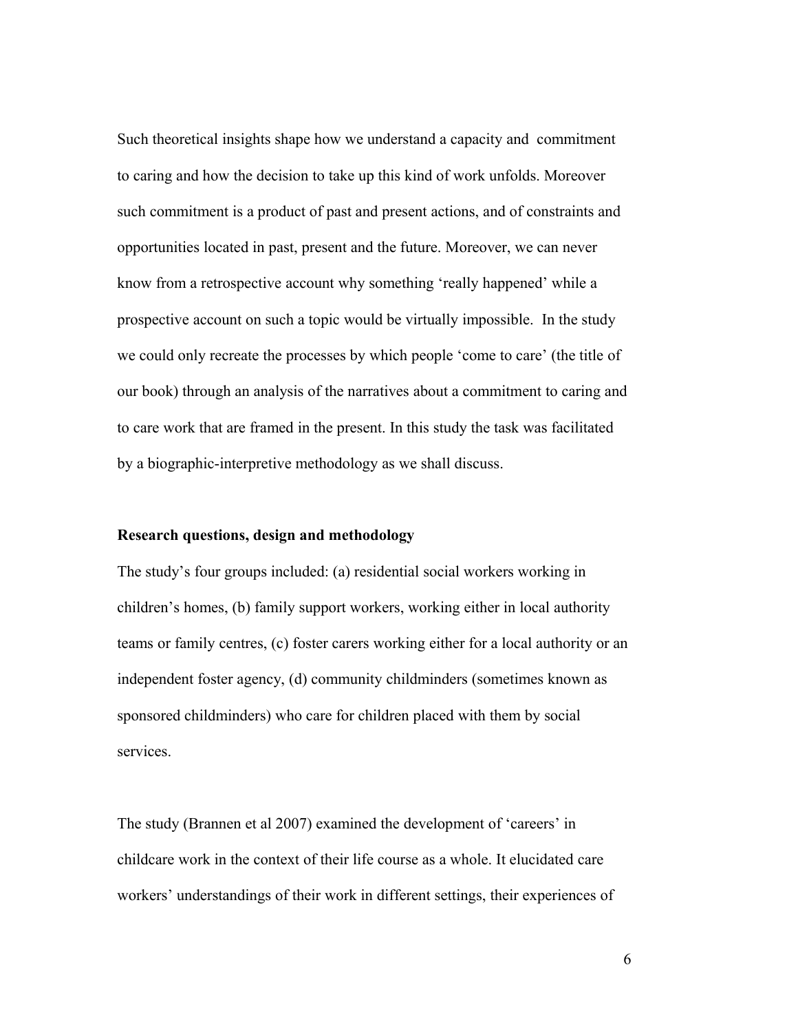Such theoretical insights shape how we understand a capacity and commitment to caring and how the decision to take up this kind of work unfolds. Moreover such commitment is a product of past and present actions, and of constraints and opportunities located in past, present and the future. Moreover, we can never know from a retrospective account why something 'really happened' while a prospective account on such a topic would be virtually impossible. In the study we could only recreate the processes by which people 'come to care' (the title of our book) through an analysis of the narratives about a commitment to caring and to care work that are framed in the present. In this study the task was facilitated by a biographic-interpretive methodology as we shall discuss.

## Research questions, design and methodology

The study's four groups included: (a) residential social workers working in children's homes, (b) family support workers, working either in local authority teams or family centres, (c) foster carers working either for a local authority or an independent foster agency, (d) community childminders (sometimes known as sponsored childminders) who care for children placed with them by social services.

The study (Brannen et al 2007) examined the development of 'careers' in childcare work in the context of their life course as a whole. It elucidated care workers' understandings of their work in different settings, their experiences of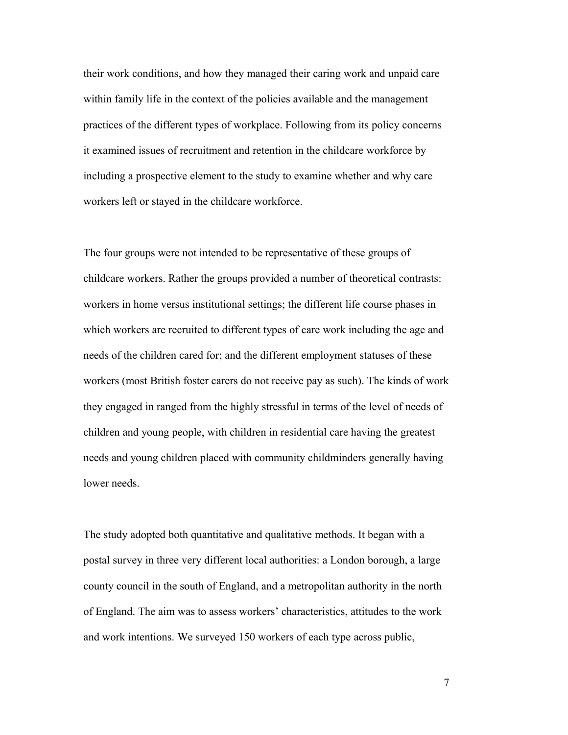their work conditions, and how they managed their caring work and unpaid care within family life in the context of the policies available and the management practices of the different types of workplace. Following from its policy concerns it examined issues of recruitment and retention in the childcare workforce by including a prospective element to the study to examine whether and why care workers left or stayed in the childcare workforce.

The four groups were not intended to be representative of these groups of childcare workers. Rather the groups provided a number of theoretical contrasts: workers in home versus institutional settings; the different life course phases in which workers are recruited to different types of care work including the age and needs of the children cared for; and the different employment statuses of these workers (most British foster carers do not receive pay as such). The kinds of work they engaged in ranged from the highly stressful in terms of the level of needs of children and young people, with children in residential care having the greatest needs and young children placed with community childminders generally having lower needs.

The study adopted both quantitative and qualitative methods. It began with a postal survey in three very different local authorities: a London borough, a large county council in the south of England, and a metropolitan authority in the north of England. The aim was to assess workers' characteristics, attitudes to the work and work intentions. We surveyed 150 workers of each type across public,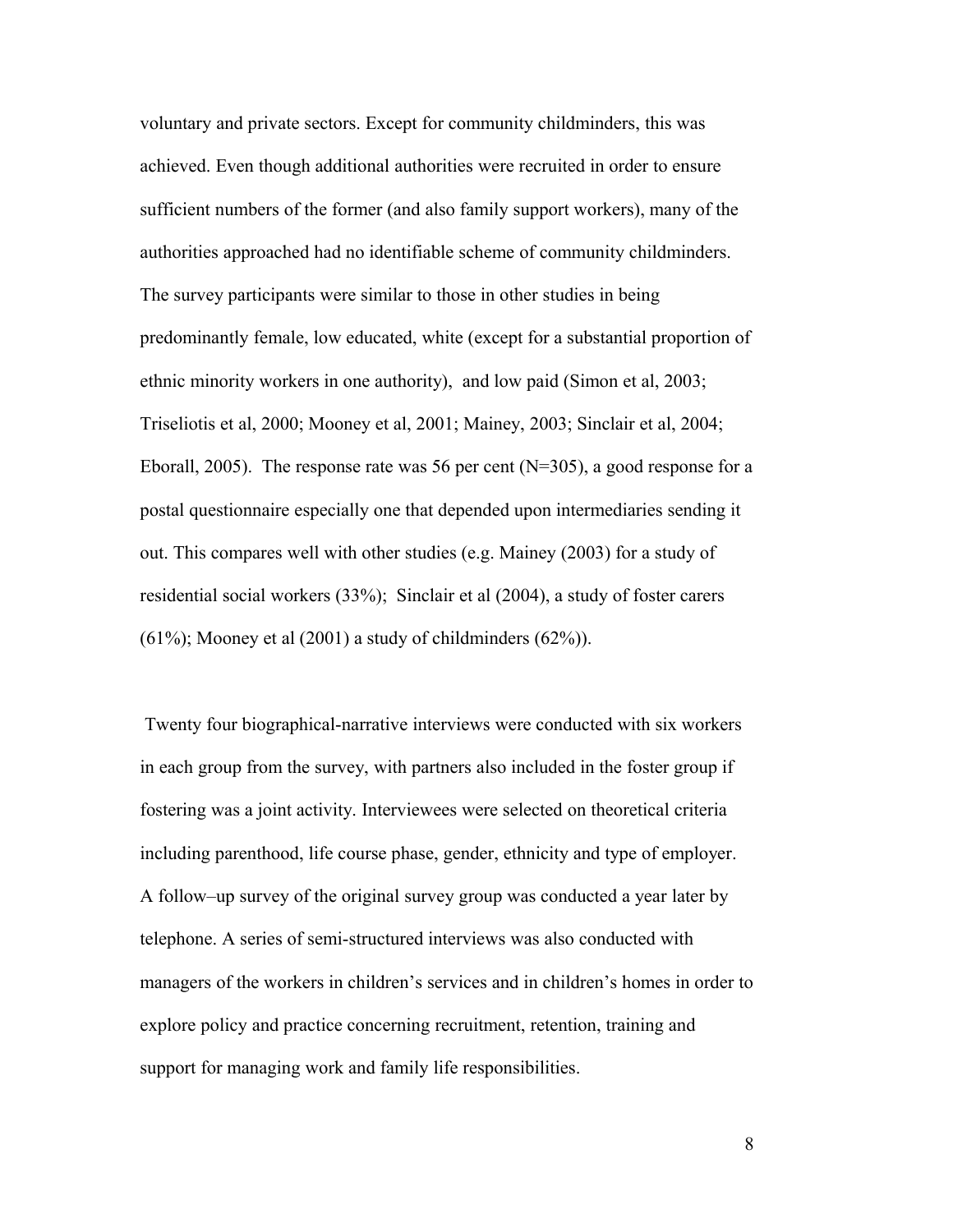voluntary and private sectors. Except for community childminders, this was achieved. Even though additional authorities were recruited in order to ensure sufficient numbers of the former (and also family support workers), many of the authorities approached had no identifiable scheme of community childminders. The survey participants were similar to those in other studies in being predominantly female, low educated, white (except for a substantial proportion of ethnic minority workers in one authority), and low paid (Simon et al, 2003; Triseliotis et al, 2000; Mooney et al, 2001; Mainey, 2003; Sinclair et al, 2004; Eborall, 2005). The response rate was 56 per cent (N=305), a good response for a postal questionnaire especially one that depended upon intermediaries sending it out. This compares well with other studies (e.g. Mainey (2003) for a study of residential social workers (33%); Sinclair et al (2004), a study of foster carers (61%); Mooney et al (2001) a study of childminders (62%)).

Twenty four biographical-narrative interviews were conducted with six workers in each group from the survey, with partners also included in the foster group if fostering was a joint activity. Interviewees were selected on theoretical criteria including parenthood, life course phase, gender, ethnicity and type of employer. A follow–up survey of the original survey group was conducted a year later by telephone. A series of semi-structured interviews was also conducted with managers of the workers in children's services and in children's homes in order to explore policy and practice concerning recruitment, retention, training and support for managing work and family life responsibilities.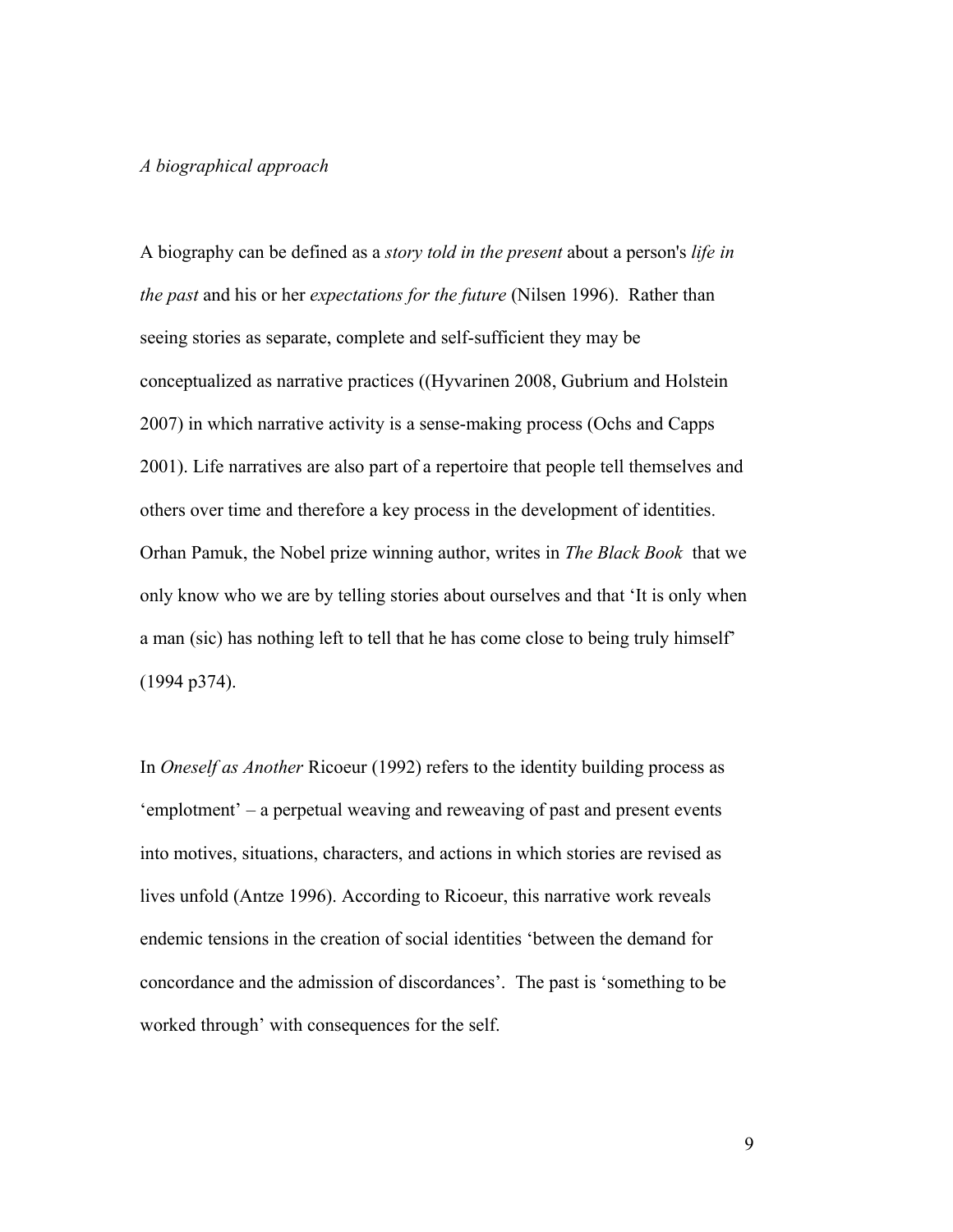*A biographical approach*

A biography can be defined as a *story told in the present* about a person's *life in the past* and his or her *expectations for the future* (Nilsen 1996). Rather than seeing stories as separate, complete and self-sufficient they may be conceptualized as narrative practices ((Hyvarinen 2008, Gubrium and Holstein 2007) in which narrative activity is a sense-making process (Ochs and Capps 2001). Life narratives are also part of a repertoire that people tell themselves and others over time and therefore a key process in the development of identities. Orhan Pamuk, the Nobel prize winning author, writes in *The Black Book* that we only know who we are by telling stories about ourselves and that 'It is only when a man (sic) has nothing left to tell that he has come close to being truly himself' (1994 p374).

In *Oneself as Another* Ricoeur (1992) refers to the identity building process as 'emplotment' – a perpetual weaving and reweaving of past and present events into motives, situations, characters, and actions in which stories are revised as lives unfold (Antze 1996). According to Ricoeur, this narrative work reveals endemic tensions in the creation of social identities 'between the demand for concordance and the admission of discordances'. The past is 'something to be worked through' with consequences for the self.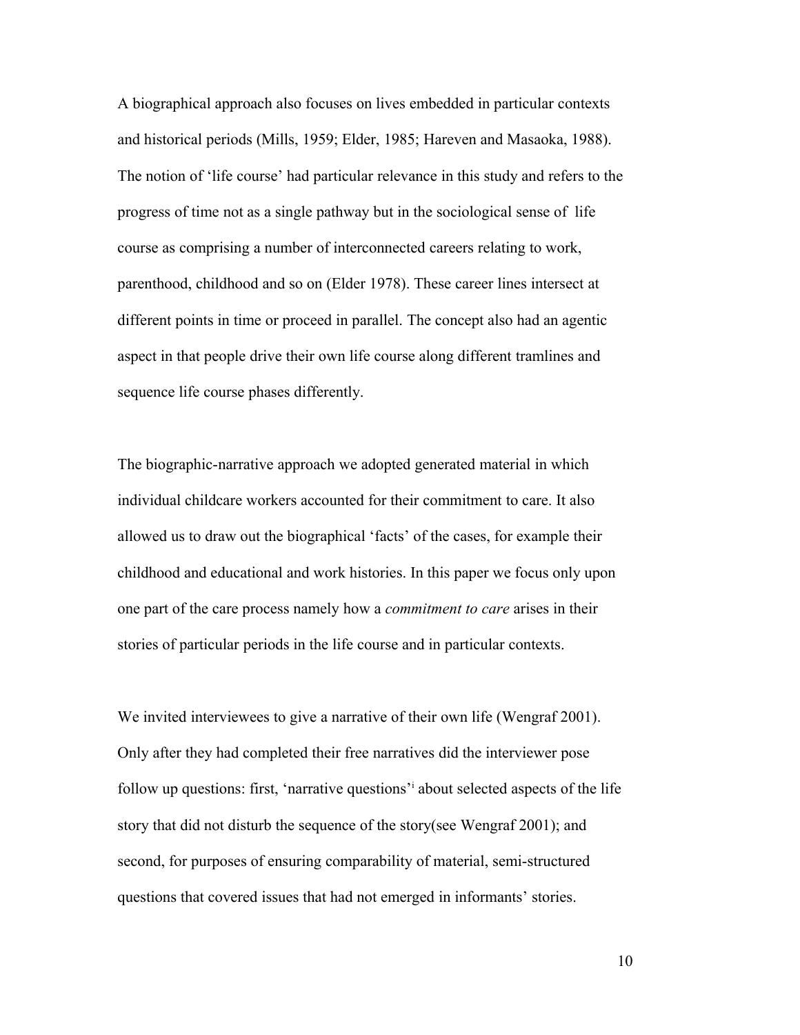A biographical approach also focuses on lives embedded in particular contexts and historical periods (Mills, 1959; Elder, 1985; Hareven and Masaoka, 1988). The notion of 'life course' had particular relevance in this study and refers to the progress of time not as a single pathway but in the sociological sense of life course as comprising a number of interconnected careers relating to work, parenthood, childhood and so on (Elder 1978). These career lines intersect at different points in time or proceed in parallel. The concept also had an agentic aspect in that people drive their own life course along different tramlines and sequence life course phases differently.

The biographic-narrative approach we adopted generated material in which individual childcare workers accounted for their commitment to care. It also allowed us to draw out the biographical 'facts' of the cases, for example their childhood and educational and work histories. In this paper we focus only upon one part of the care process namely how a *commitment to care* arises in their stories of particular periods in the life course and in particular contexts.

We invited interviewees to give a narrative of their own life (Wengraf 2001). Only after they had completed their free narratives did the interviewer pose follow up questions: first, 'narrative questions'[i] about selected aspects of the life story that did not disturb the sequence of the story(see Wengraf 2001); and second, for purposes of ensuring comparability of material, semi-structured questions that covered issues that had not emerged in informants' stories.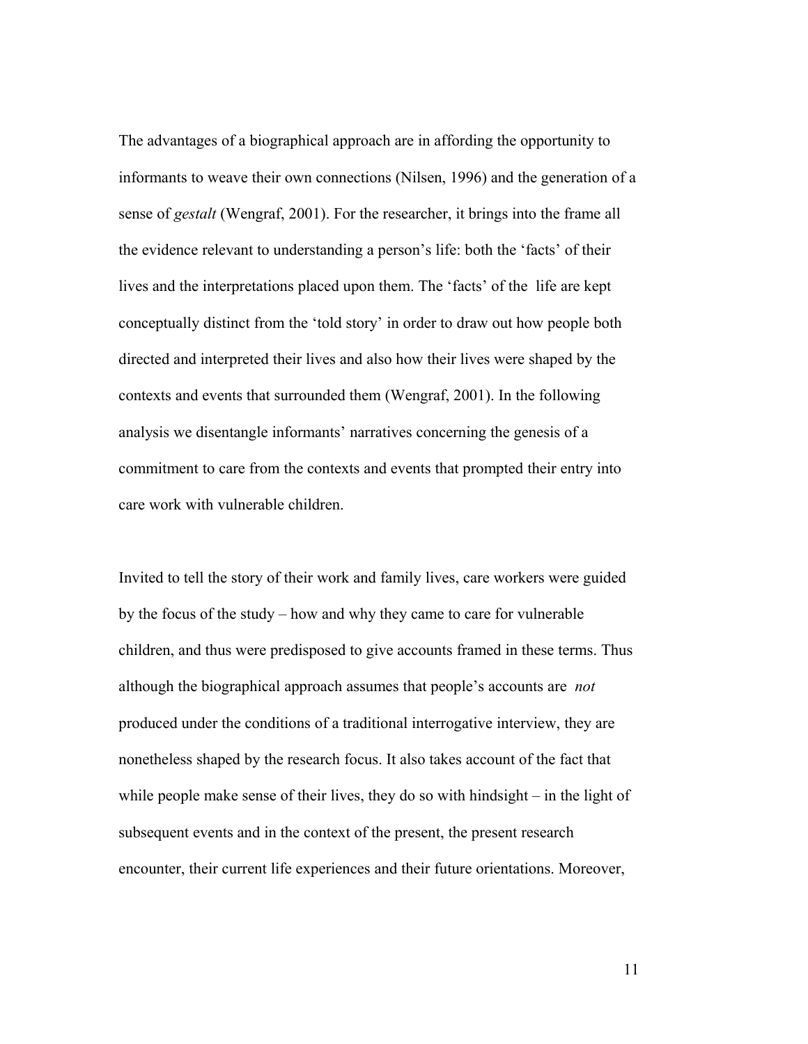The advantages of a biographical approach are in affording the opportunity to informants to weave their own connections (Nilsen, 1996) and the generation of a sense of *gestalt* (Wengraf, 2001). For the researcher, it brings into the frame all the evidence relevant to understanding a person's life: both the 'facts' of their lives and the interpretations placed upon them. The 'facts' of the life are kept conceptually distinct from the 'told story' in order to draw out how people both directed and interpreted their lives and also how their lives were shaped by the contexts and events that surrounded them (Wengraf, 2001). In the following analysis we disentangle informants' narratives concerning the genesis of a commitment to care from the contexts and events that prompted their entry into care work with vulnerable children.

Invited to tell the story of their work and family lives, care workers were guided by the focus of the study – how and why they came to care for vulnerable children, and thus were predisposed to give accounts framed in these terms. Thus although the biographical approach assumes that people's accounts are *not* produced under the conditions of a traditional interrogative interview, they are nonetheless shaped by the research focus. It also takes account of the fact that while people make sense of their lives, they do so with hindsight – in the light of subsequent events and in the context of the present, the present research encounter, their current life experiences and their future orientations. Moreover,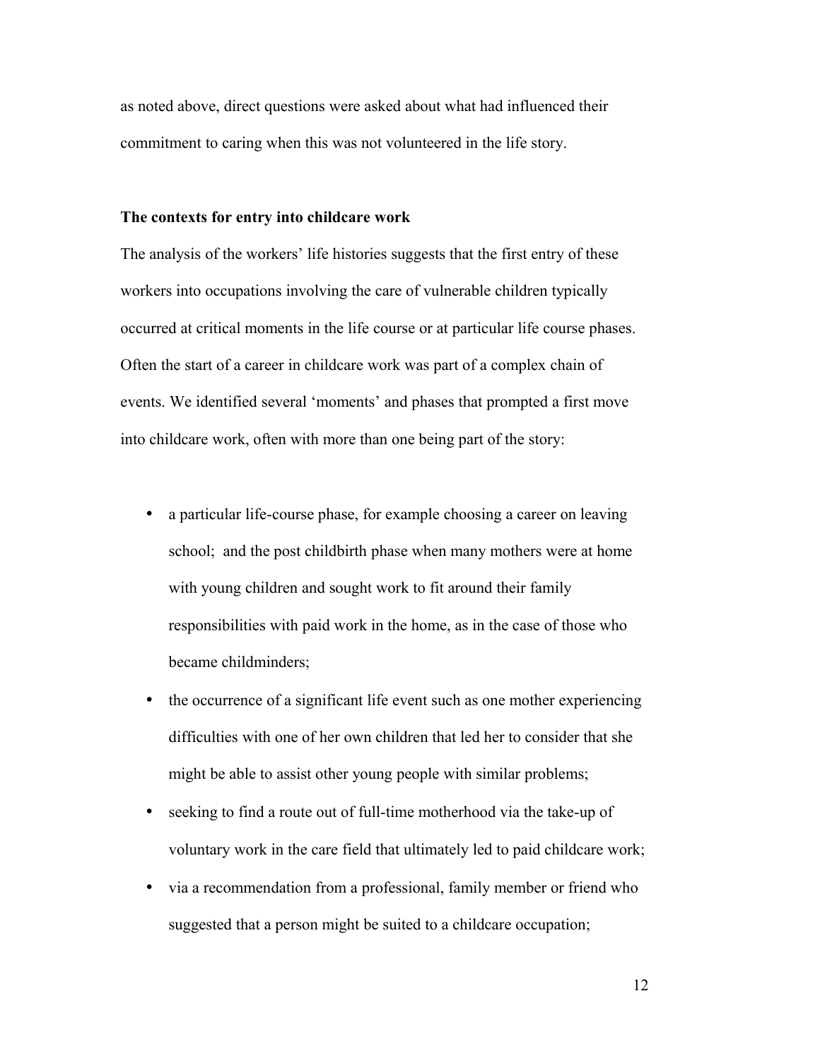as noted above, direct questions were asked about what had influenced their commitment to caring when this was not volunteered in the life story.

**The contexts for entry into childcare work**

The analysis of the workers' life histories suggests that the first entry of these workers into occupations involving the care of vulnerable children typically occurred at critical moments in the life course or at particular life course phases. Often the start of a career in childcare work was part of a complex chain of events. We identified several 'moments' and phases that prompted a first move into childcare work, often with more than one being part of the story:

- a particular life-course phase, for example choosing a career on leaving school; and the post childbirth phase when many mothers were at home with young children and sought work to fit around their family responsibilities with paid work in the home, as in the case of those who became childminders;
- the occurrence of a significant life event such as one mother experiencing difficulties with one of her own children that led her to consider that she might be able to assist other young people with similar problems;
- seeking to find a route out of full-time motherhood via the take-up of voluntary work in the care field that ultimately led to paid childcare work;
- via a recommendation from a professional, family member or friend who suggested that a person might be suited to a childcare occupation;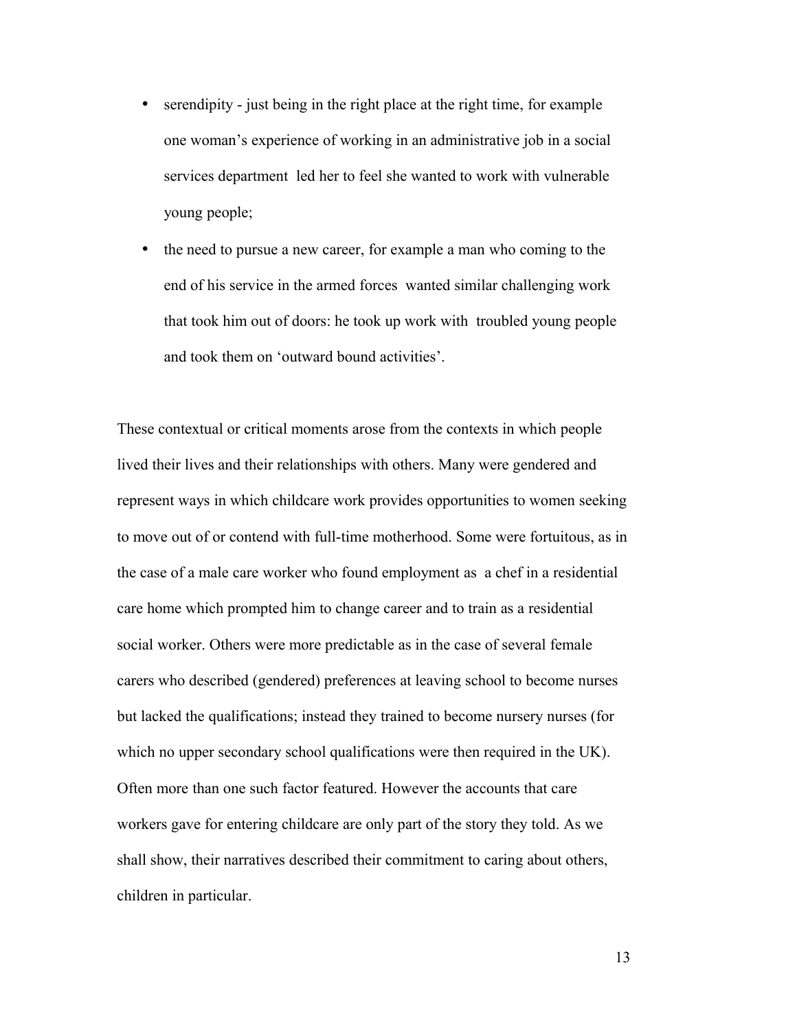- serendipity - just being in the right place at the right time, for example one woman's experience of working in an administrative job in a social services department led her to feel she wanted to work with vulnerable young people;
- the need to pursue a new career, for example a man who coming to the end of his service in the armed forces wanted similar challenging work that took him out of doors: he took up work with troubled young people and took them on 'outward bound activities'.

These contextual or critical moments arose from the contexts in which people lived their lives and their relationships with others. Many were gendered and represent ways in which childcare work provides opportunities to women seeking to move out of or contend with full-time motherhood. Some were fortuitous, as in the case of a male care worker who found employment as a chef in a residential care home which prompted him to change career and to train as a residential social worker. Others were more predictable as in the case of several female carers who described (gendered) preferences at leaving school to become nurses but lacked the qualifications; instead they trained to become nursery nurses (for which no upper secondary school qualifications were then required in the UK). Often more than one such factor featured. However the accounts that care workers gave for entering childcare are only part of the story they told. As we shall show, their narratives described their commitment to caring about others, children in particular.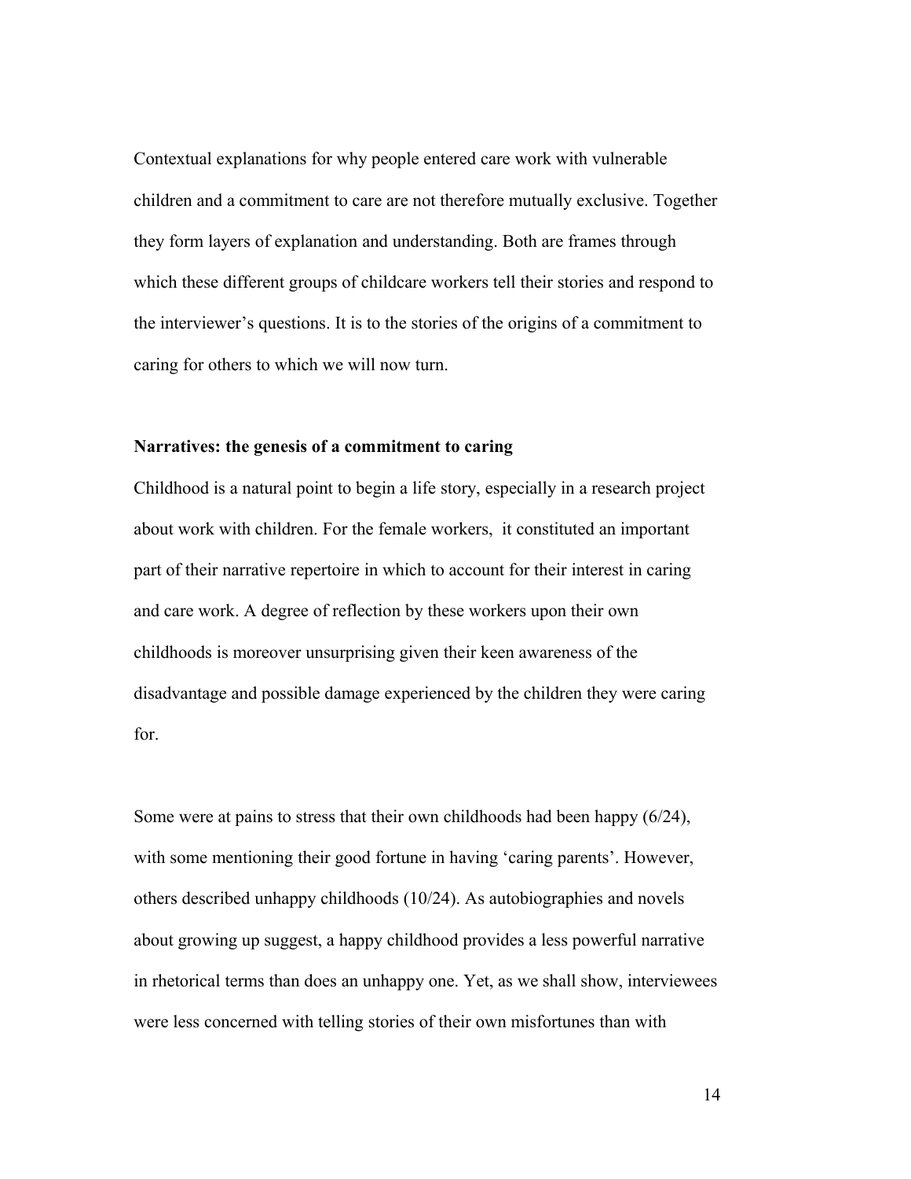Contextual explanations for why people entered care work with vulnerable children and a commitment to care are not therefore mutually exclusive. Together they form layers of explanation and understanding. Both are frames through which these different groups of childcare workers tell their stories and respond to the interviewer's questions. It is to the stories of the origins of a commitment to caring for others to which we will now turn.

**Narratives: the genesis of a commitment to caring**

Childhood is a natural point to begin a life story, especially in a research project about work with children. For the female workers, it constituted an important part of their narrative repertoire in which to account for their interest in caring and care work. A degree of reflection by these workers upon their own childhoods is moreover unsurprising given their keen awareness of the disadvantage and possible damage experienced by the children they were caring for.

Some were at pains to stress that their own childhoods had been happy (6/24), with some mentioning their good fortune in having 'caring parents'. However, others described unhappy childhoods (10/24). As autobiographies and novels about growing up suggest, a happy childhood provides a less powerful narrative in rhetorical terms than does an unhappy one. Yet, as we shall show, interviewees were less concerned with telling stories of their own misfortunes than with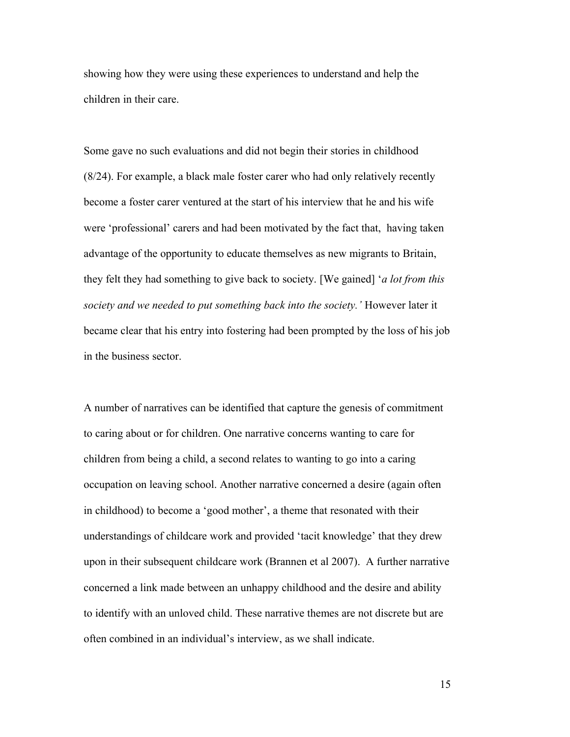showing how they were using these experiences to understand and help the children in their care.

Some gave no such evaluations and did not begin their stories in childhood (8/24). For example, a black male foster carer who had only relatively recently become a foster carer ventured at the start of his interview that he and his wife were 'professional' carers and had been motivated by the fact that, having taken advantage of the opportunity to educate themselves as new migrants to Britain, they felt they had something to give back to society. [We gained] '*a lot from this society and we needed to put something back into the society.'* However later it became clear that his entry into fostering had been prompted by the loss of his job in the business sector.

A number of narratives can be identified that capture the genesis of commitment to caring about or for children. One narrative concerns wanting to care for children from being a child, a second relates to wanting to go into a caring occupation on leaving school. Another narrative concerned a desire (again often in childhood) to become a 'good mother', a theme that resonated with their understandings of childcare work and provided 'tacit knowledge' that they drew upon in their subsequent childcare work (Brannen et al 2007). A further narrative concerned a link made between an unhappy childhood and the desire and ability to identify with an unloved child. These narrative themes are not discrete but are often combined in an individual's interview, as we shall indicate.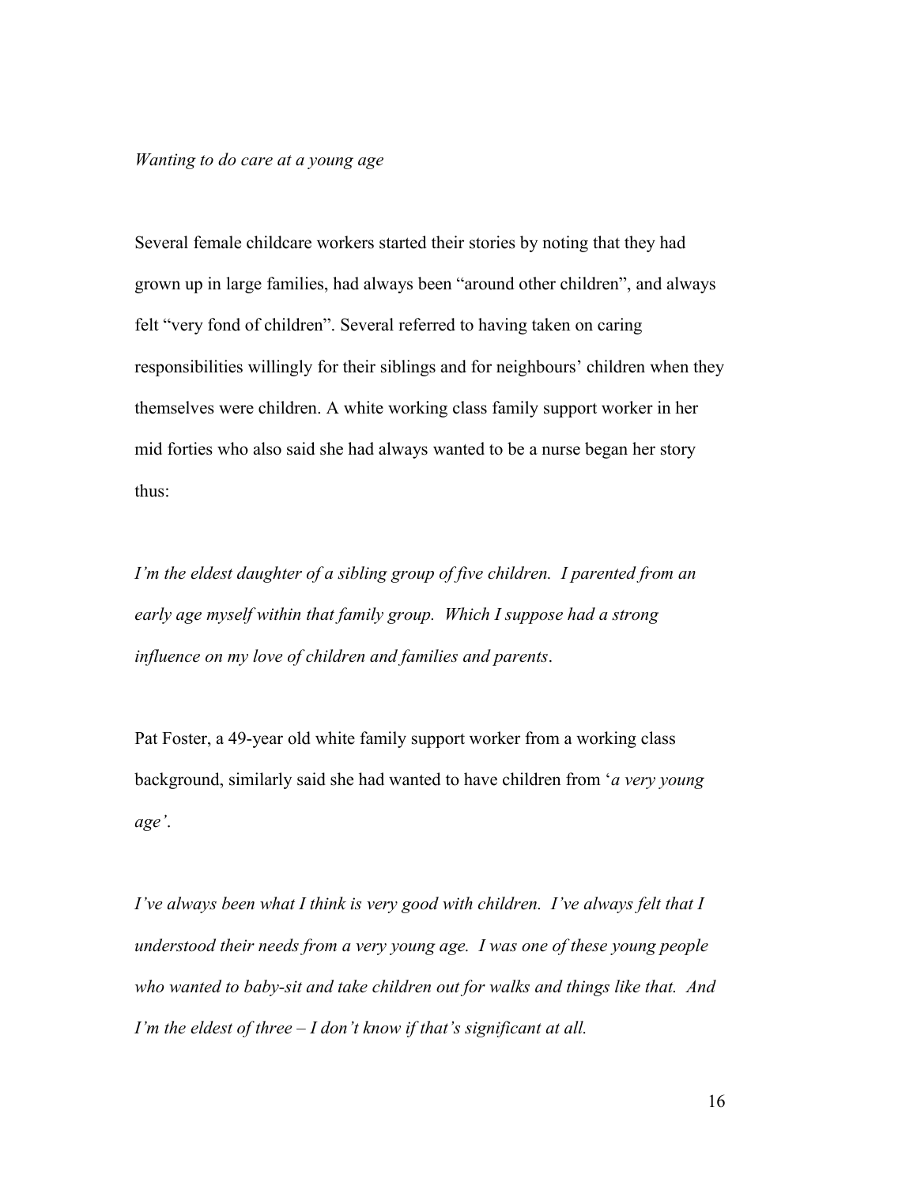*Wanting to do care at a young age*

Several female childcare workers started their stories by noting that they had grown up in large families, had always been "around other children", and always felt "very fond of children". Several referred to having taken on caring responsibilities willingly for their siblings and for neighbours' children when they themselves were children. A white working class family support worker in her mid forties who also said she had always wanted to be a nurse began her story thus:

*I'm the eldest daughter of a sibling group of five children. I parented from an early age myself within that family group. Which I suppose had a strong influence on my love of children and families and parents*.

Pat Foster, a 49-year old white family support worker from a working class background, similarly said she had wanted to have children from '*a very young age'*.

*I've always been what I think is very good with children. I've always felt that I understood their needs from a very young age. I was one of these young people who wanted to baby-sit and take children out for walks and things like that. And I'm the eldest of three – I don't know if that's significant at all.*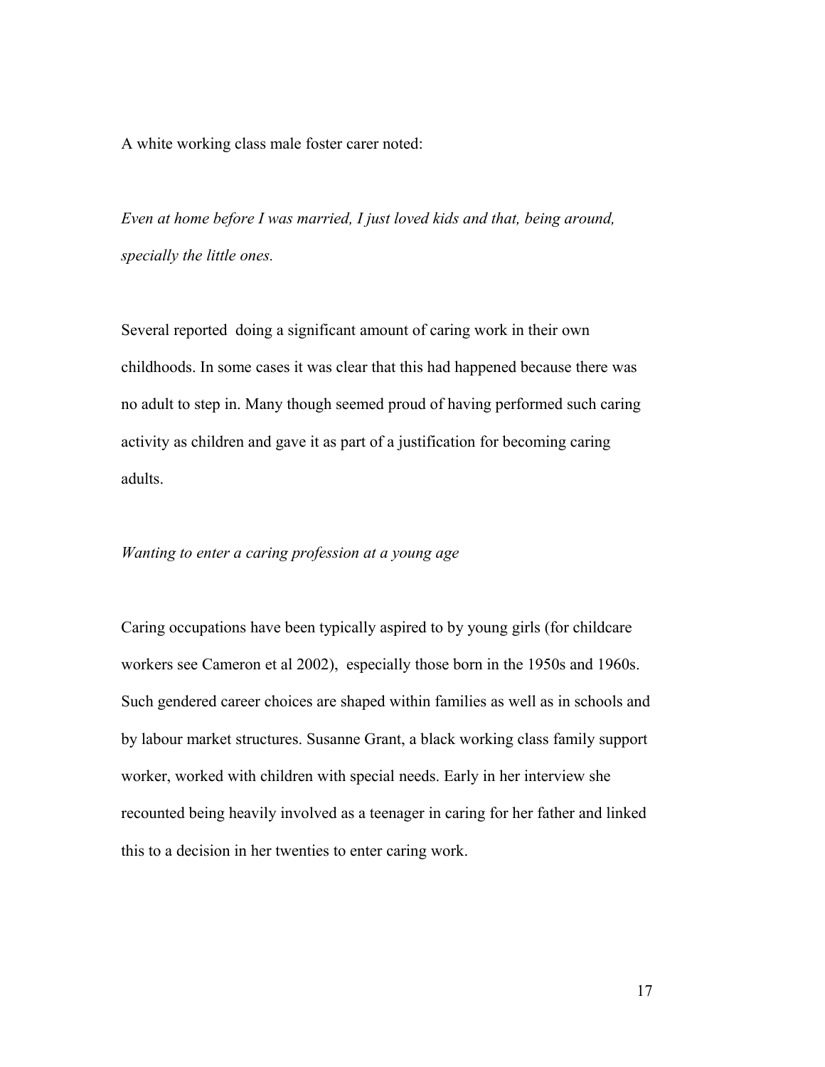A white working class male foster carer noted:

*Even at home before I was married, I just loved kids and that, being around, specially the little ones.*

Several reported  doing a significant amount of caring work in their own childhoods. In some cases it was clear that this had happened because there was no adult to step in. Many though seemed proud of having performed such caring activity as children and gave it as part of a justification for becoming caring adults.

*Wanting to enter a caring profession at a young age*

Caring occupations have been typically aspired to by young girls (for childcare workers see Cameron et al 2002),  especially those born in the 1950s and 1960s. Such gendered career choices are shaped within families as well as in schools and by labour market structures. Susanne Grant, a black working class family support worker, worked with children with special needs. Early in her interview she recounted being heavily involved as a teenager in caring for her father and linked this to a decision in her twenties to enter caring work.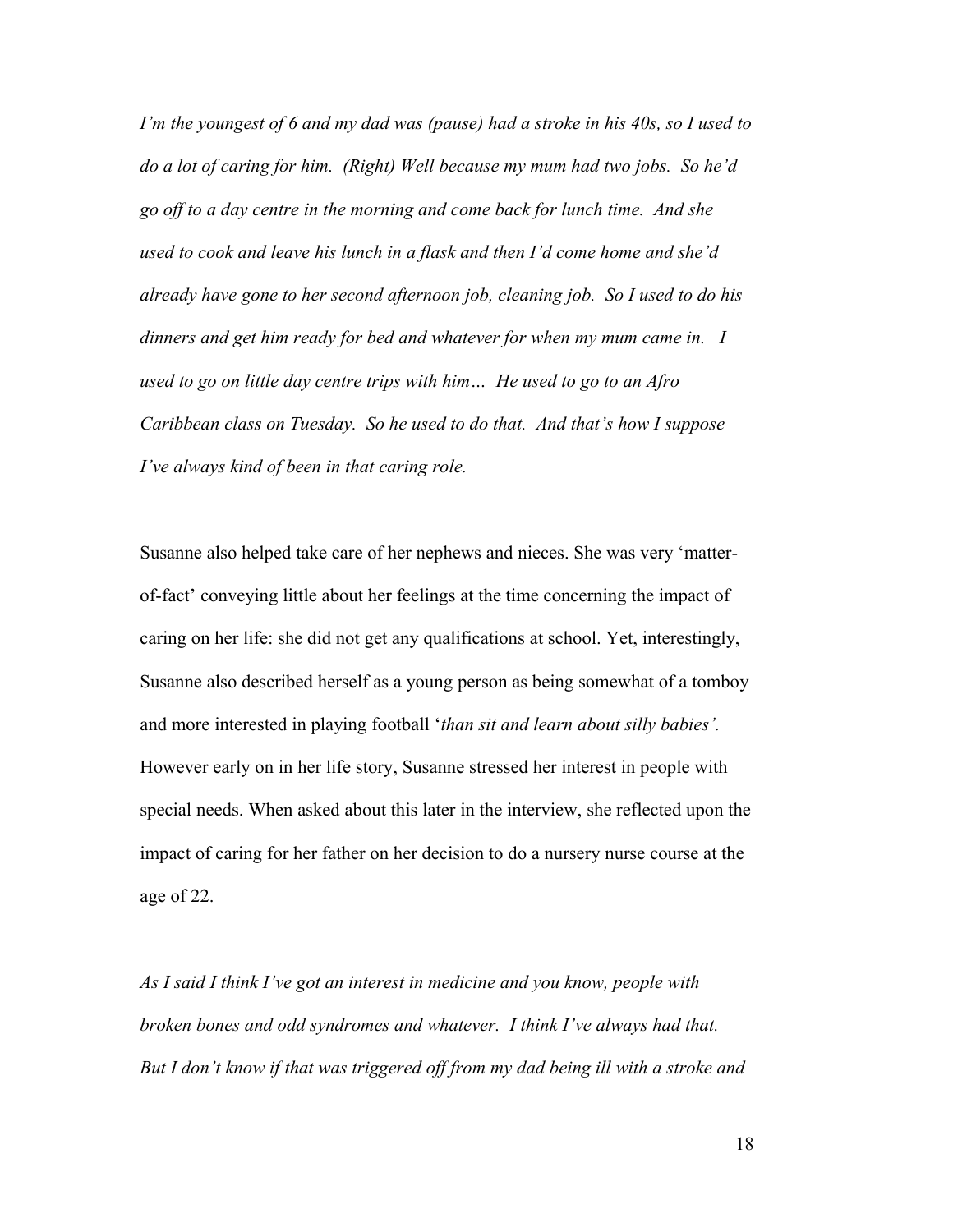*I'm the youngest of 6 and my dad was (pause) had a stroke in his 40s, so I used to do a lot of caring for him. (Right) Well because my mum had two jobs. So he'd go off to a day centre in the morning and come back for lunch time. And she used to cook and leave his lunch in a flask and then I'd come home and she'd already have gone to her second afternoon job, cleaning job. So I used to do his dinners and get him ready for bed and whatever for when my mum came in. I used to go on little day centre trips with him… He used to go to an Afro Caribbean class on Tuesday. So he used to do that. And that's how I suppose I've always kind of been in that caring role.*

Susanne also helped take care of her nephews and nieces. She was very 'matter-of-fact' conveying little about her feelings at the time concerning the impact of caring on her life: she did not get any qualifications at school. Yet, interestingly, Susanne also described herself as a young person as being somewhat of a tomboy and more interested in playing football '*than sit and learn about silly babies'.* However early on in her life story, Susanne stressed her interest in people with special needs. When asked about this later in the interview, she reflected upon the impact of caring for her father on her decision to do a nursery nurse course at the age of 22.

*As I said I think I've got an interest in medicine and you know, people with broken bones and odd syndromes and whatever. I think I've always had that. But I don't know if that was triggered off from my dad being ill with a stroke and*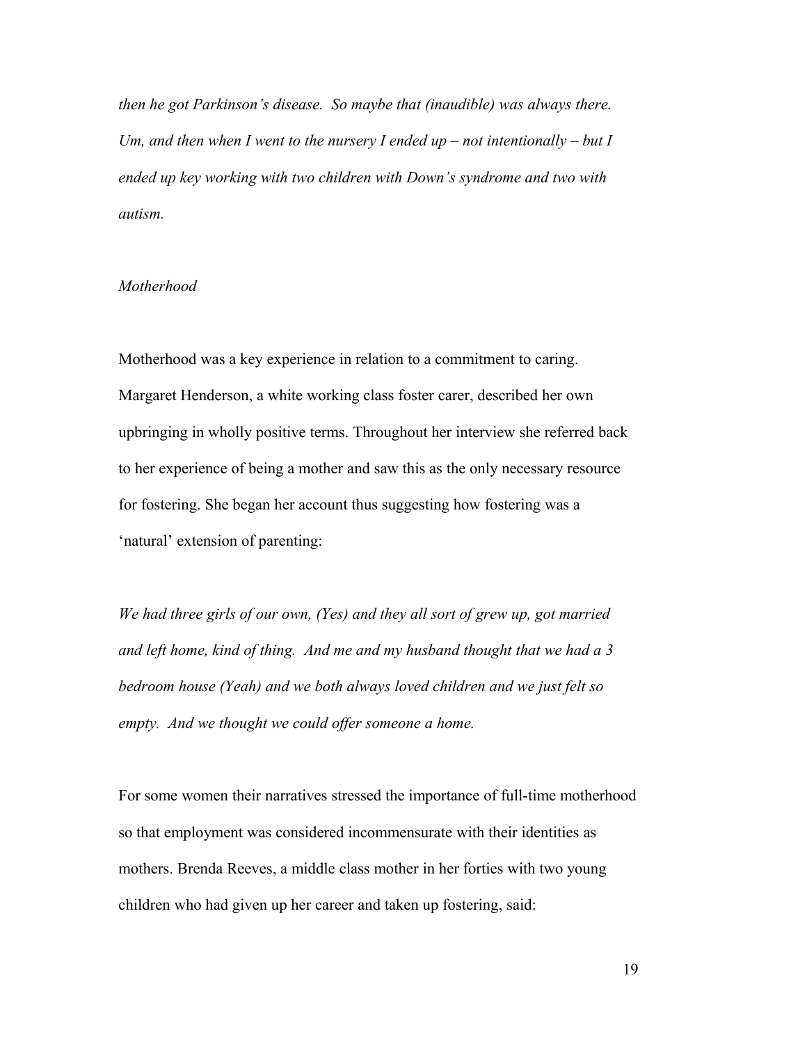*then he got Parkinson's disease. So maybe that (inaudible) was always there. Um, and then when I went to the nursery I ended up – not intentionally – but I ended up key working with two children with Down's syndrome and two with autism.*

### *Motherhood*

Motherhood was a key experience in relation to a commitment to caring. Margaret Henderson, a white working class foster carer, described her own upbringing in wholly positive terms. Throughout her interview she referred back to her experience of being a mother and saw this as the only necessary resource for fostering. She began her account thus suggesting how fostering was a 'natural' extension of parenting:

*We had three girls of our own, (Yes) and they all sort of grew up, got married and left home, kind of thing. And me and my husband thought that we had a 3 bedroom house (Yeah) and we both always loved children and we just felt so empty. And we thought we could offer someone a home.*

For some women their narratives stressed the importance of full-time motherhood so that employment was considered incommensurate with their identities as mothers. Brenda Reeves, a middle class mother in her forties with two young children who had given up her career and taken up fostering, said: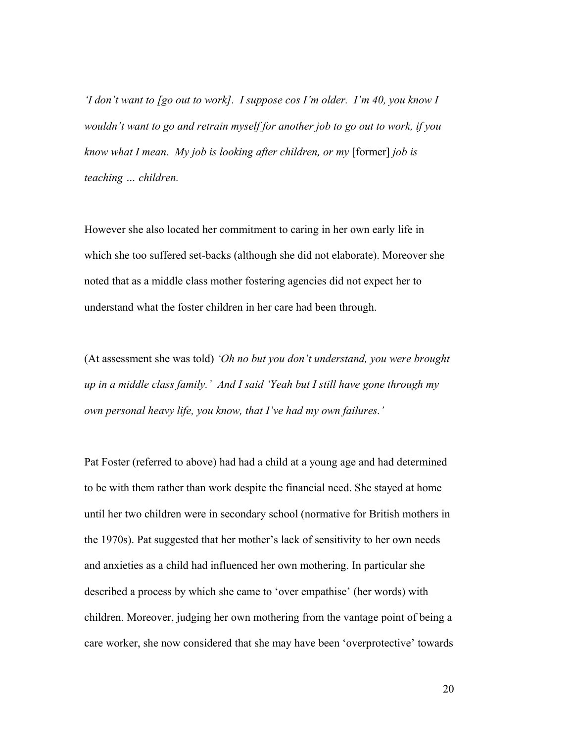*'I don't want to [go out to work]. I suppose cos I'm older. I'm 40, you know I wouldn't want to go and retrain myself for another job to go out to work, if you know what I mean. My job is looking after children, or my* [former] *job is teaching … children.*

However she also located her commitment to caring in her own early life in which she too suffered set-backs (although she did not elaborate). Moreover she noted that as a middle class mother fostering agencies did not expect her to understand what the foster children in her care had been through.

(At assessment she was told) *'Oh no but you don't understand, you were brought up in a middle class family.' And I said 'Yeah but I still have gone through my own personal heavy life, you know, that I've had my own failures.'*

Pat Foster (referred to above) had had a child at a young age and had determined to be with them rather than work despite the financial need. She stayed at home until her two children were in secondary school (normative for British mothers in the 1970s). Pat suggested that her mother's lack of sensitivity to her own needs and anxieties as a child had influenced her own mothering. In particular she described a process by which she came to 'over empathise' (her words) with children. Moreover, judging her own mothering from the vantage point of being a care worker, she now considered that she may have been 'overprotective' towards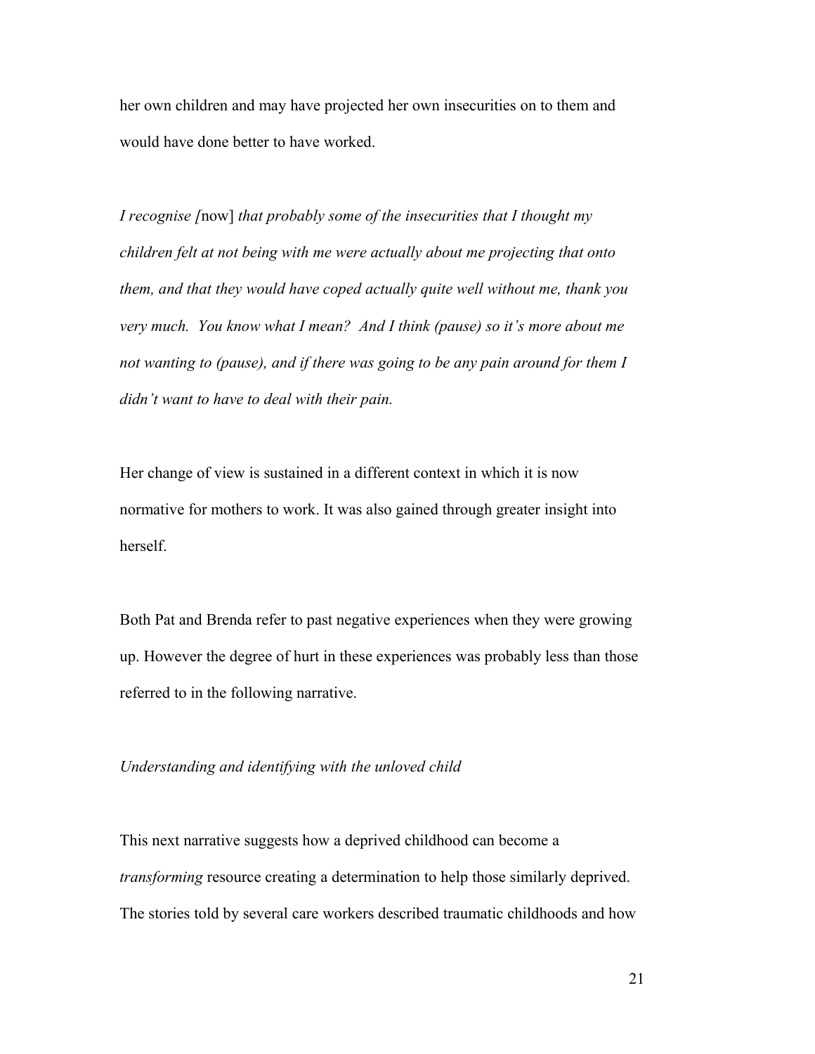her own children and may have projected her own insecurities on to them and would have done better to have worked.

*I recognise [*now] *that probably some of the insecurities that I thought my children felt at not being with me were actually about me projecting that onto them, and that they would have coped actually quite well without me, thank you very much. You know what I mean? And I think (pause) so it's more about me not wanting to (pause), and if there was going to be any pain around for them I didn't want to have to deal with their pain.*

Her change of view is sustained in a different context in which it is now normative for mothers to work. It was also gained through greater insight into herself.

Both Pat and Brenda refer to past negative experiences when they were growing up. However the degree of hurt in these experiences was probably less than those referred to in the following narrative.

*Understanding and identifying with the unloved child*

This next narrative suggests how a deprived childhood can become a *transforming* resource creating a determination to help those similarly deprived. The stories told by several care workers described traumatic childhoods and how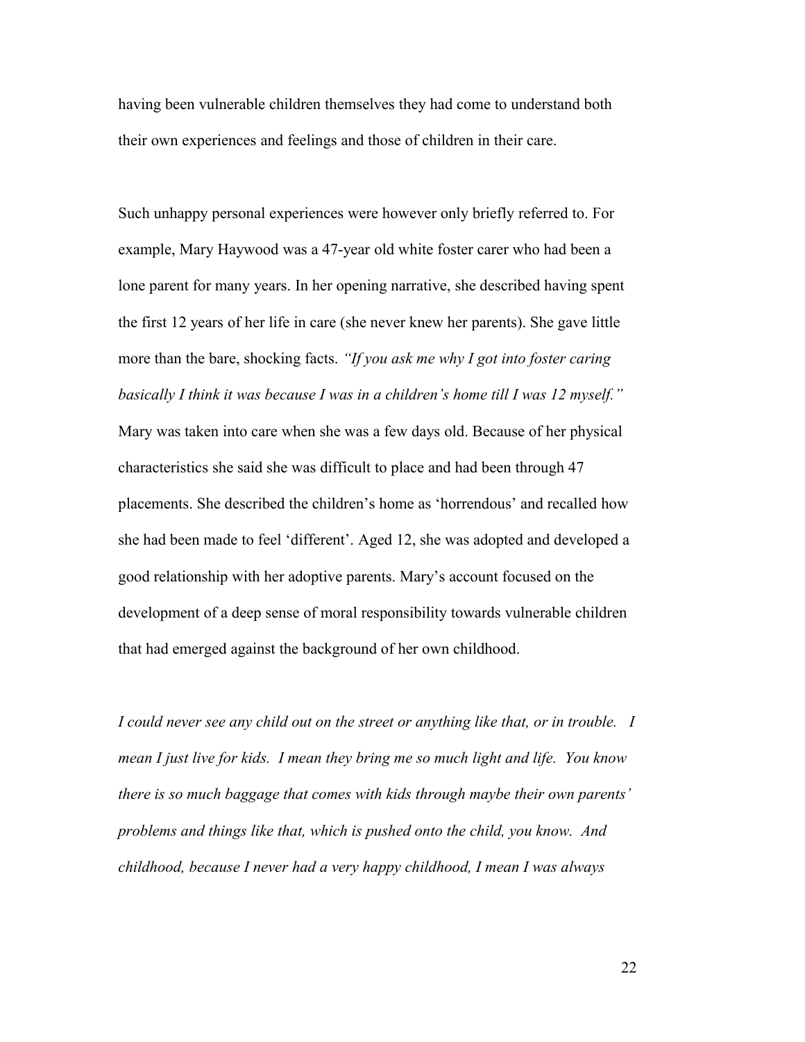having been vulnerable children themselves they had come to understand both their own experiences and feelings and those of children in their care.

Such unhappy personal experiences were however only briefly referred to. For example, Mary Haywood was a 47-year old white foster carer who had been a lone parent for many years. In her opening narrative, she described having spent the first 12 years of her life in care (she never knew her parents). She gave little more than the bare, shocking facts. *"If you ask me why I got into foster caring basically I think it was because I was in a children's home till I was 12 myself."* Mary was taken into care when she was a few days old. Because of her physical characteristics she said she was difficult to place and had been through 47 placements. She described the children's home as 'horrendous' and recalled how she had been made to feel 'different'. Aged 12, she was adopted and developed a good relationship with her adoptive parents. Mary's account focused on the development of a deep sense of moral responsibility towards vulnerable children that had emerged against the background of her own childhood.

*I could never see any child out on the street or anything like that, or in trouble. I mean I just live for kids. I mean they bring me so much light and life. You know there is so much baggage that comes with kids through maybe their own parents' problems and things like that, which is pushed onto the child, you know. And childhood, because I never had a very happy childhood, I mean I was always*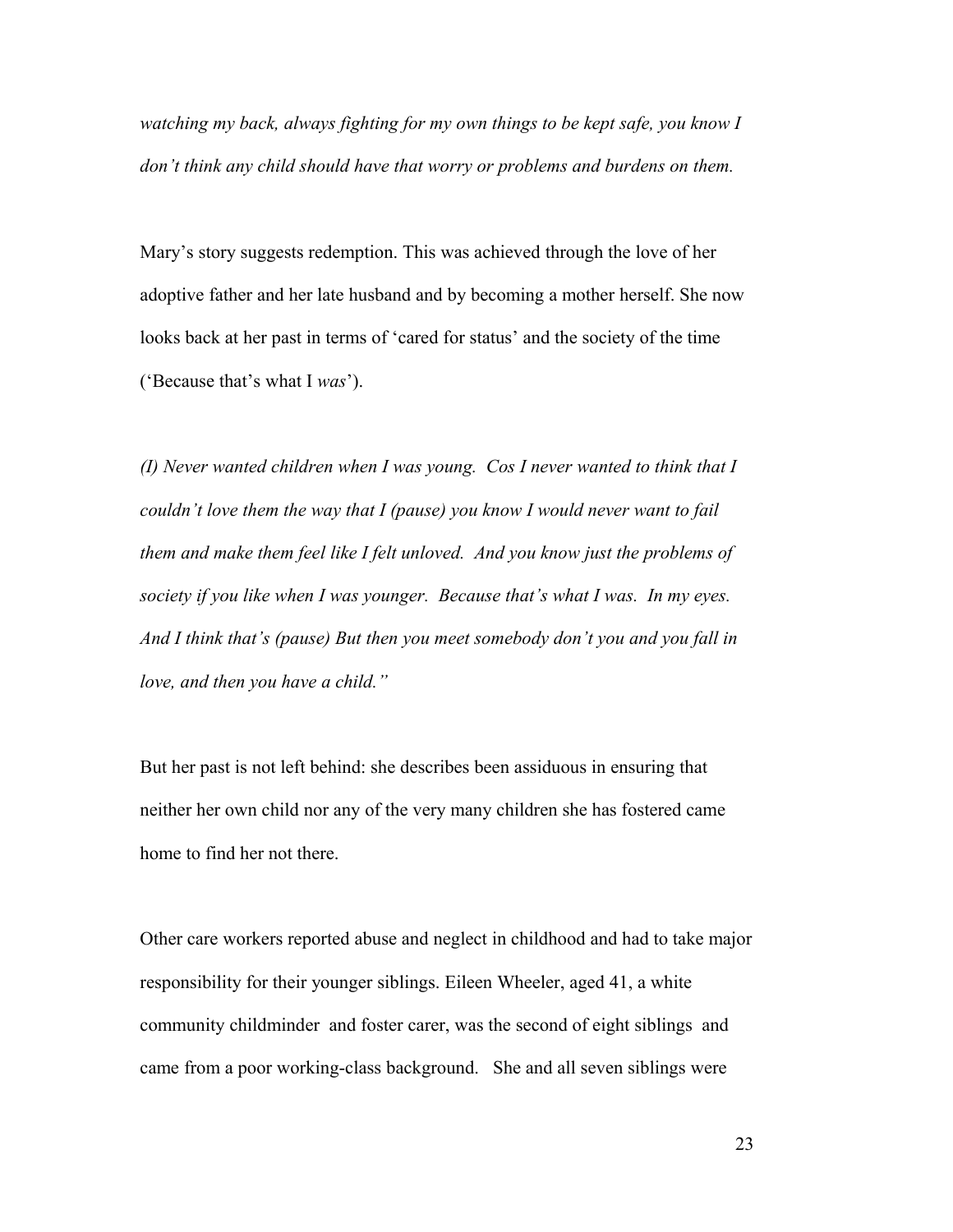*watching my back, always fighting for my own things to be kept safe, you know I don't think any child should have that worry or problems and burdens on them.*

Mary's story suggests redemption. This was achieved through the love of her adoptive father and her late husband and by becoming a mother herself. She now looks back at her past in terms of 'cared for status' and the society of the time ('Because that's what I *was*').

*(I) Never wanted children when I was young. Cos I never wanted to think that I couldn't love them the way that I (pause) you know I would never want to fail them and make them feel like I felt unloved. And you know just the problems of society if you like when I was younger. Because that's what I was. In my eyes. And I think that's (pause) But then you meet somebody don't you and you fall in love, and then you have a child."*

But her past is not left behind: she describes been assiduous in ensuring that neither her own child nor any of the very many children she has fostered came home to find her not there.

Other care workers reported abuse and neglect in childhood and had to take major responsibility for their younger siblings. Eileen Wheeler, aged 41, a white community childminder and foster carer, was the second of eight siblings and came from a poor working-class background. She and all seven siblings were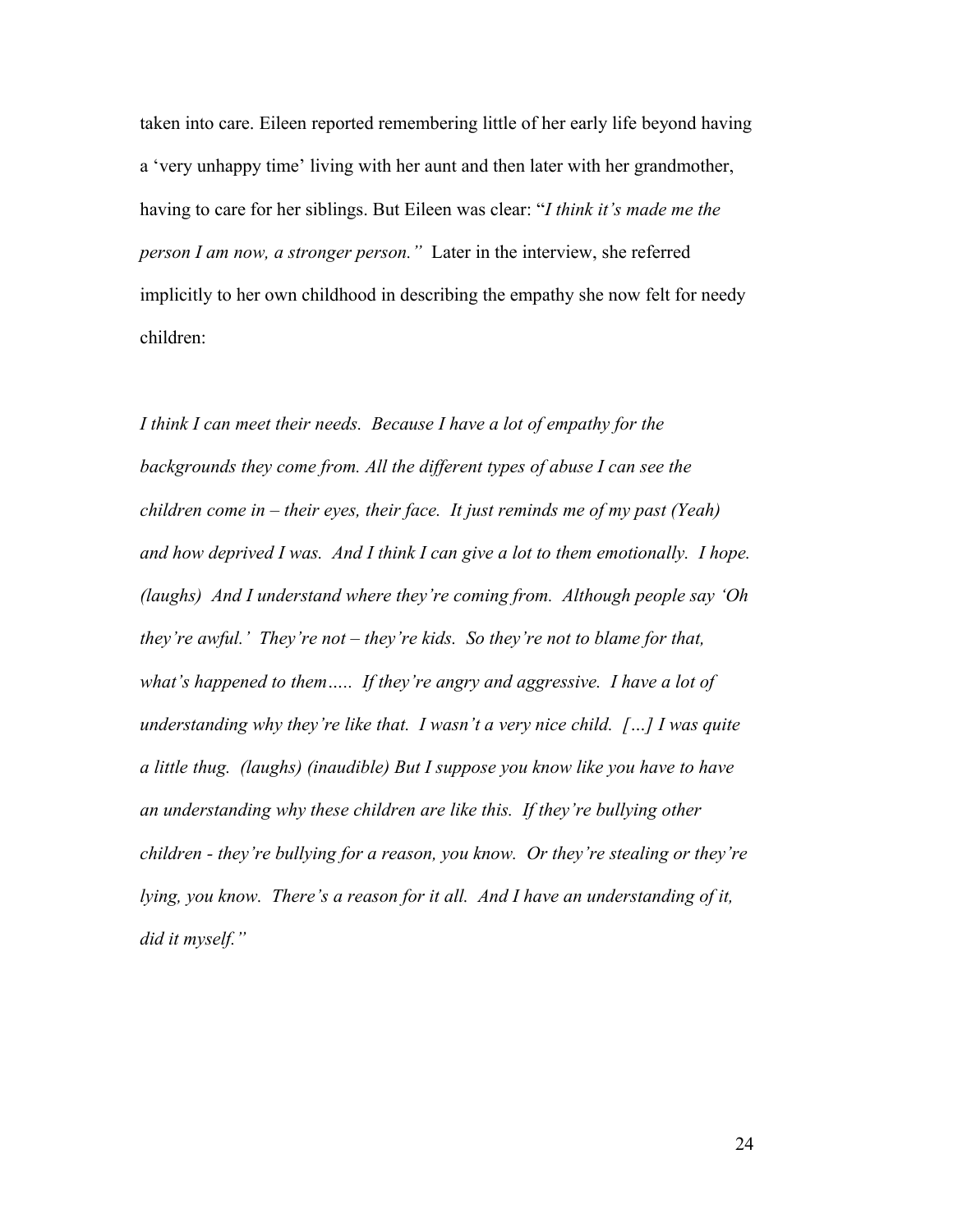taken into care. Eileen reported remembering little of her early life beyond having a 'very unhappy time' living with her aunt and then later with her grandmother, having to care for her siblings. But Eileen was clear: "*I think it's made me the person I am now, a stronger person."* Later in the interview, she referred implicitly to her own childhood in describing the empathy she now felt for needy children:

*I think I can meet their needs. Because I have a lot of empathy for the backgrounds they come from. All the different types of abuse I can see the children come in – their eyes, their face. It just reminds me of my past (Yeah) and how deprived I was. And I think I can give a lot to them emotionally. I hope. (laughs) And I understand where they're coming from. Although people say 'Oh they're awful.' They're not – they're kids. So they're not to blame for that, what's happened to them….. If they're angry and aggressive. I have a lot of understanding why they're like that. I wasn't a very nice child. […] I was quite a little thug. (laughs) (inaudible) But I suppose you know like you have to have an understanding why these children are like this. If they're bullying other children - they're bullying for a reason, you know. Or they're stealing or they're lying, you know. There's a reason for it all. And I have an understanding of it, did it myself."*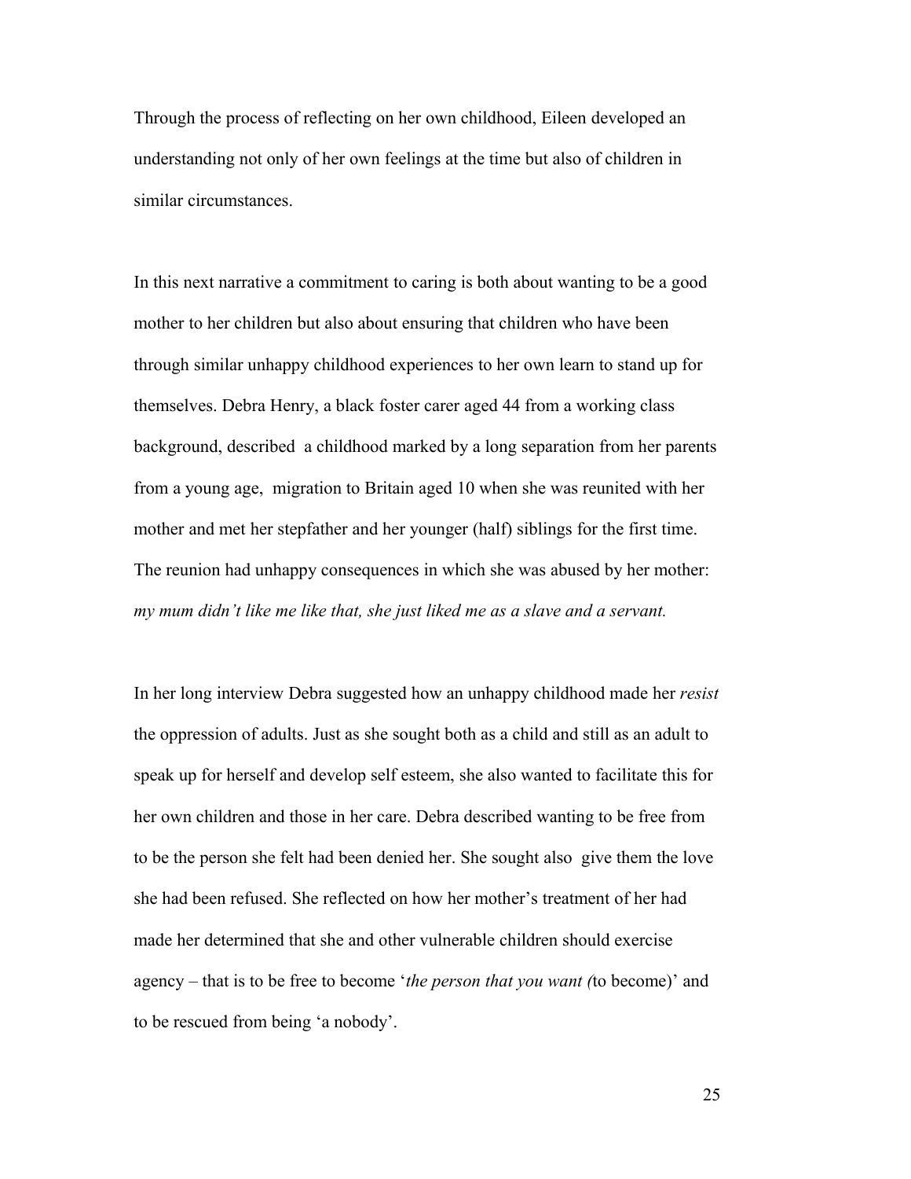Through the process of reflecting on her own childhood, Eileen developed an understanding not only of her own feelings at the time but also of children in similar circumstances.

In this next narrative a commitment to caring is both about wanting to be a good mother to her children but also about ensuring that children who have been through similar unhappy childhood experiences to her own learn to stand up for themselves. Debra Henry, a black foster carer aged 44 from a working class background, described a childhood marked by a long separation from her parents from a young age, migration to Britain aged 10 when she was reunited with her mother and met her stepfather and her younger (half) siblings for the first time. The reunion had unhappy consequences in which she was abused by her mother: *my mum didn't like me like that, she just liked me as a slave and a servant.*

In her long interview Debra suggested how an unhappy childhood made her *resist* the oppression of adults. Just as she sought both as a child and still as an adult to speak up for herself and develop self esteem, she also wanted to facilitate this for her own children and those in her care. Debra described wanting to be free from to be the person she felt had been denied her. She sought also give them the love she had been refused. She reflected on how her mother's treatment of her had made her determined that she and other vulnerable children should exercise agency – that is to be free to become '*the person that you want (*to become)' and to be rescued from being 'a nobody'.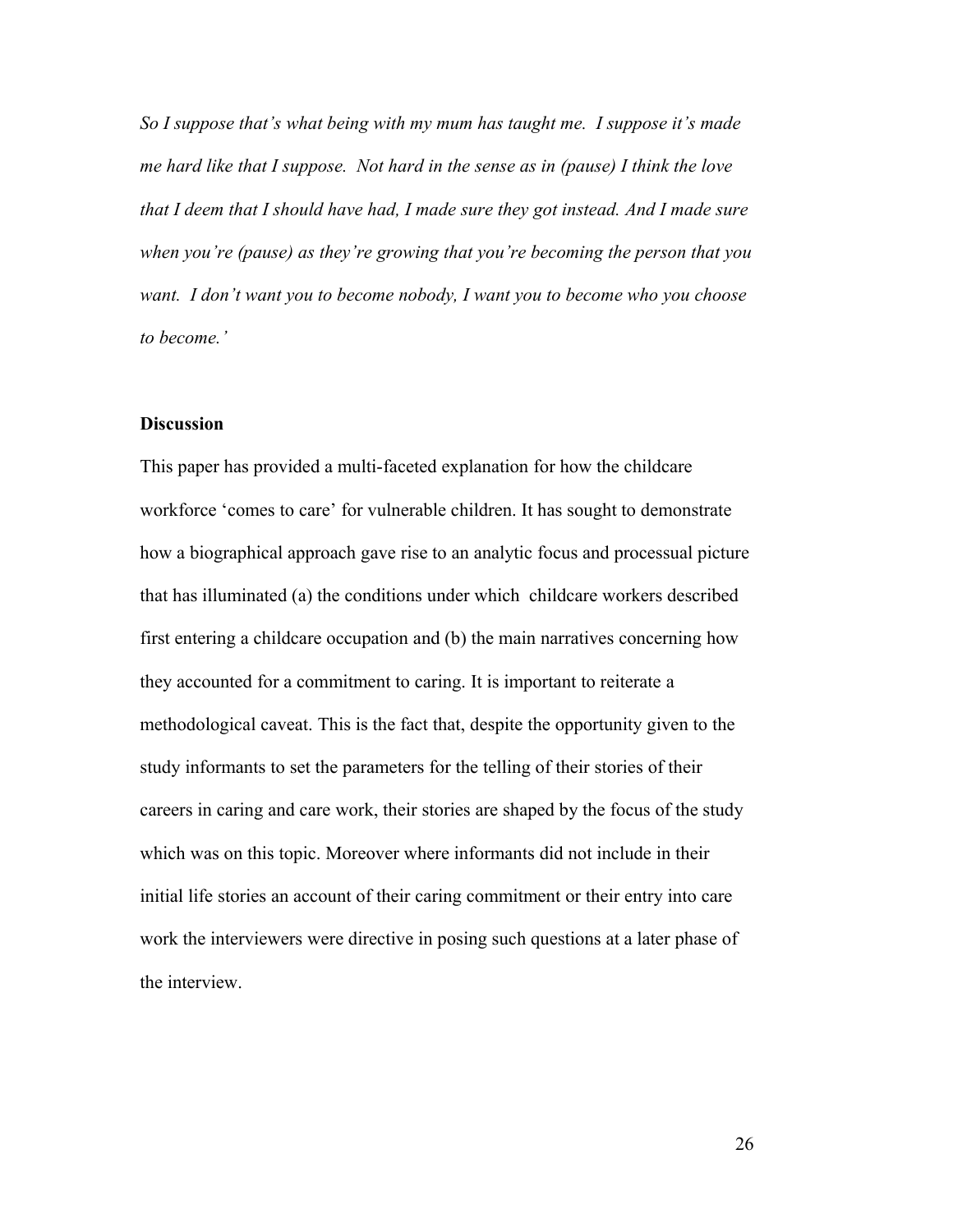*So I suppose that's what being with my mum has taught me. I suppose it's made me hard like that I suppose. Not hard in the sense as in (pause) I think the love that I deem that I should have had, I made sure they got instead. And I made sure when you're (pause) as they're growing that you're becoming the person that you want. I don't want you to become nobody, I want you to become who you choose to become.'*

**Discussion**

This paper has provided a multi-faceted explanation for how the childcare workforce 'comes to care' for vulnerable children. It has sought to demonstrate how a biographical approach gave rise to an analytic focus and processual picture that has illuminated (a) the conditions under which childcare workers described first entering a childcare occupation and (b) the main narratives concerning how they accounted for a commitment to caring. It is important to reiterate a methodological caveat. This is the fact that, despite the opportunity given to the study informants to set the parameters for the telling of their stories of their careers in caring and care work, their stories are shaped by the focus of the study which was on this topic. Moreover where informants did not include in their initial life stories an account of their caring commitment or their entry into care work the interviewers were directive in posing such questions at a later phase of the interview.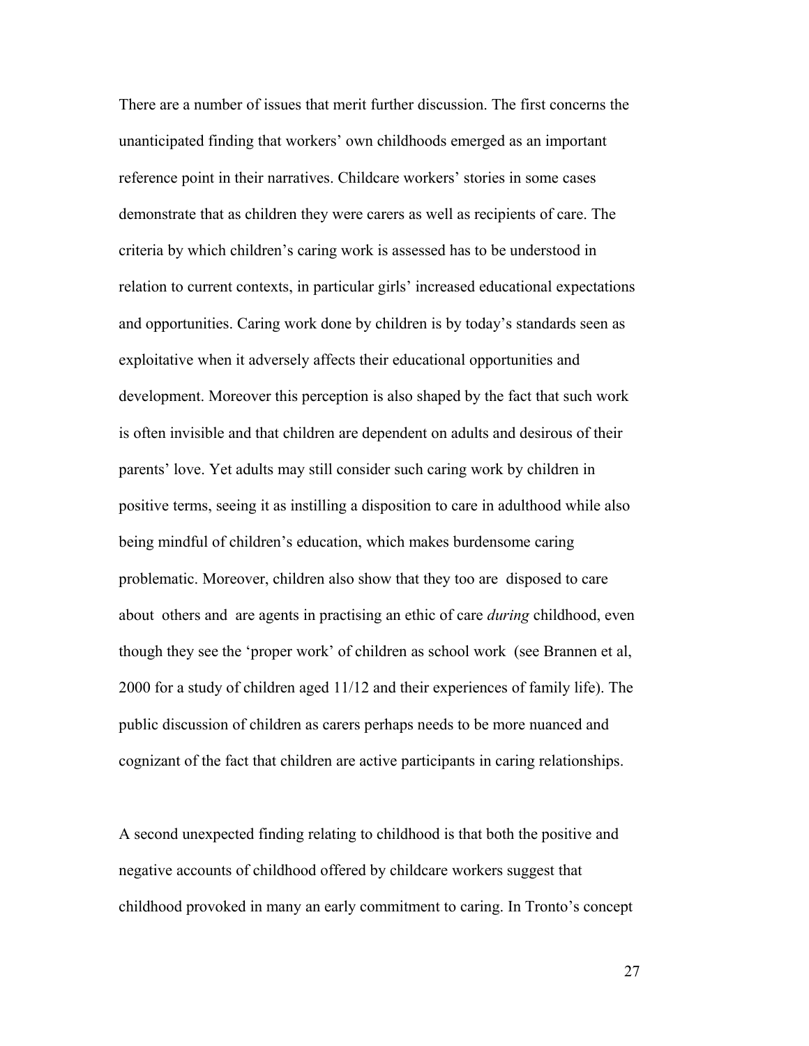There are a number of issues that merit further discussion. The first concerns the unanticipated finding that workers' own childhoods emerged as an important reference point in their narratives. Childcare workers' stories in some cases demonstrate that as children they were carers as well as recipients of care. The criteria by which children's caring work is assessed has to be understood in relation to current contexts, in particular girls' increased educational expectations and opportunities. Caring work done by children is by today's standards seen as exploitative when it adversely affects their educational opportunities and development. Moreover this perception is also shaped by the fact that such work is often invisible and that children are dependent on adults and desirous of their parents' love. Yet adults may still consider such caring work by children in positive terms, seeing it as instilling a disposition to care in adulthood while also being mindful of children's education, which makes burdensome caring problematic. Moreover, children also show that they too are disposed to care about others and are agents in practising an ethic of care *during* childhood, even though they see the 'proper work' of children as school work (see Brannen et al, 2000 for a study of children aged 11/12 and their experiences of family life). The public discussion of children as carers perhaps needs to be more nuanced and cognizant of the fact that children are active participants in caring relationships.

A second unexpected finding relating to childhood is that both the positive and negative accounts of childhood offered by childcare workers suggest that childhood provoked in many an early commitment to caring. In Tronto's concept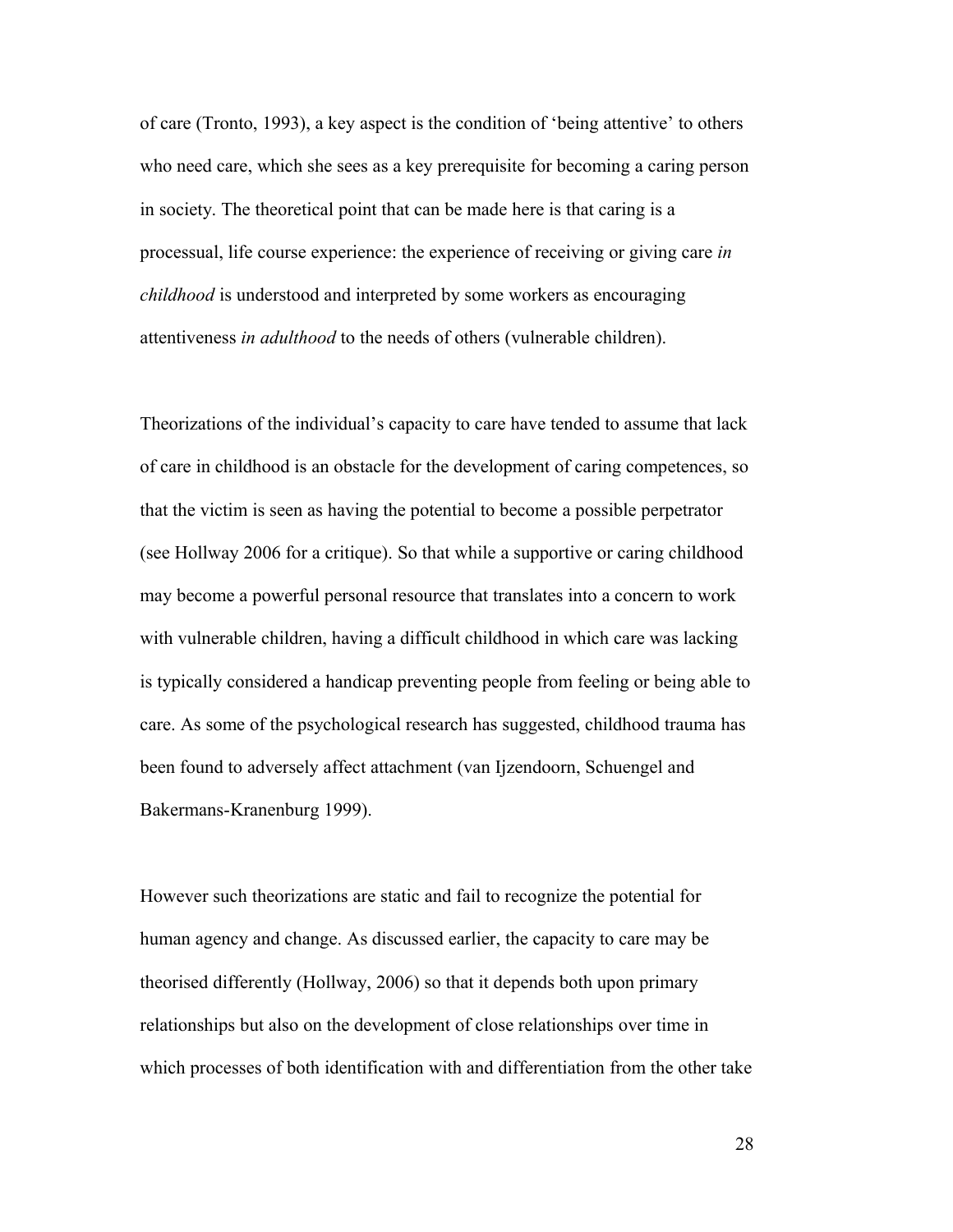of care (Tronto, 1993), a key aspect is the condition of 'being attentive' to others who need care, which she sees as a key prerequisite for becoming a caring person in society. The theoretical point that can be made here is that caring is a processual, life course experience: the experience of receiving or giving care *in childhood* is understood and interpreted by some workers as encouraging attentiveness *in adulthood* to the needs of others (vulnerable children).

Theorizations of the individual's capacity to care have tended to assume that lack of care in childhood is an obstacle for the development of caring competences, so that the victim is seen as having the potential to become a possible perpetrator (see Hollway 2006 for a critique). So that while a supportive or caring childhood may become a powerful personal resource that translates into a concern to work with vulnerable children, having a difficult childhood in which care was lacking is typically considered a handicap preventing people from feeling or being able to care. As some of the psychological research has suggested, childhood trauma has been found to adversely affect attachment (van Ijzendoorn, Schuengel and Bakermans-Kranenburg 1999).

However such theorizations are static and fail to recognize the potential for human agency and change. As discussed earlier, the capacity to care may be theorised differently (Hollway, 2006) so that it depends both upon primary relationships but also on the development of close relationships over time in which processes of both identification with and differentiation from the other take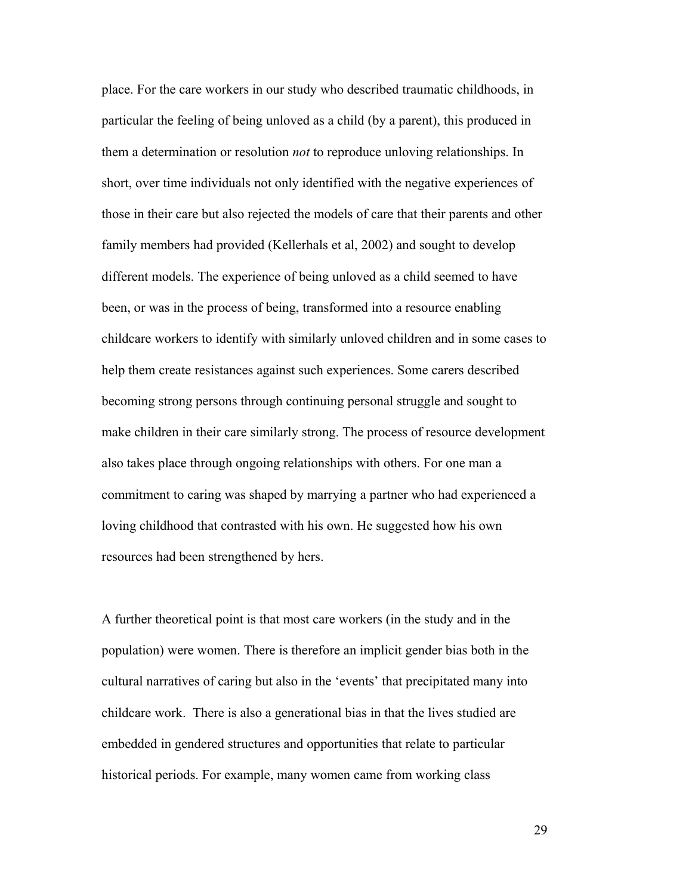place. For the care workers in our study who described traumatic childhoods, in particular the feeling of being unloved as a child (by a parent), this produced in them a determination or resolution *not* to reproduce unloving relationships. In short, over time individuals not only identified with the negative experiences of those in their care but also rejected the models of care that their parents and other family members had provided (Kellerhals et al, 2002) and sought to develop different models. The experience of being unloved as a child seemed to have been, or was in the process of being, transformed into a resource enabling childcare workers to identify with similarly unloved children and in some cases to help them create resistances against such experiences. Some carers described becoming strong persons through continuing personal struggle and sought to make children in their care similarly strong. The process of resource development also takes place through ongoing relationships with others. For one man a commitment to caring was shaped by marrying a partner who had experienced a loving childhood that contrasted with his own. He suggested how his own resources had been strengthened by hers.

A further theoretical point is that most care workers (in the study and in the population) were women. There is therefore an implicit gender bias both in the cultural narratives of caring but also in the 'events' that precipitated many into childcare work. There is also a generational bias in that the lives studied are embedded in gendered structures and opportunities that relate to particular historical periods. For example, many women came from working class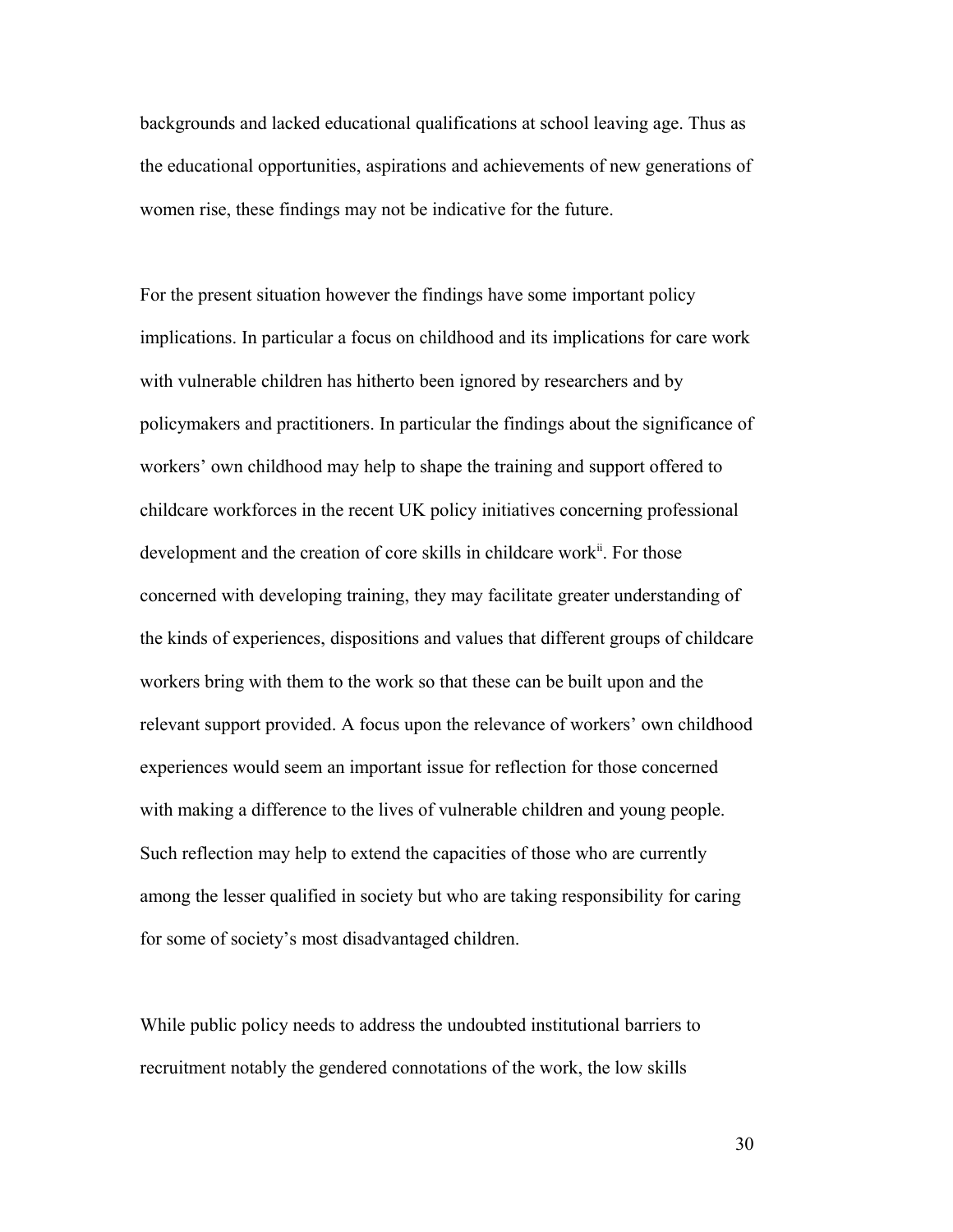backgrounds and lacked educational qualifications at school leaving age. Thus as the educational opportunities, aspirations and achievements of new generations of women rise, these findings may not be indicative for the future.

For the present situation however the findings have some important policy implications. In particular a focus on childhood and its implications for care work with vulnerable children has hitherto been ignored by researchers and by policymakers and practitioners. In particular the findings about the significance of workers' own childhood may help to shape the training and support offered to childcare workforces in the recent UK policy initiatives concerning professional development and the creation of core skills in childcare work[ii]. For those concerned with developing training, they may facilitate greater understanding of the kinds of experiences, dispositions and values that different groups of childcare workers bring with them to the work so that these can be built upon and the relevant support provided. A focus upon the relevance of workers' own childhood experiences would seem an important issue for reflection for those concerned with making a difference to the lives of vulnerable children and young people. Such reflection may help to extend the capacities of those who are currently among the lesser qualified in society but who are taking responsibility for caring for some of society's most disadvantaged children.

While public policy needs to address the undoubted institutional barriers to recruitment notably the gendered connotations of the work, the low skills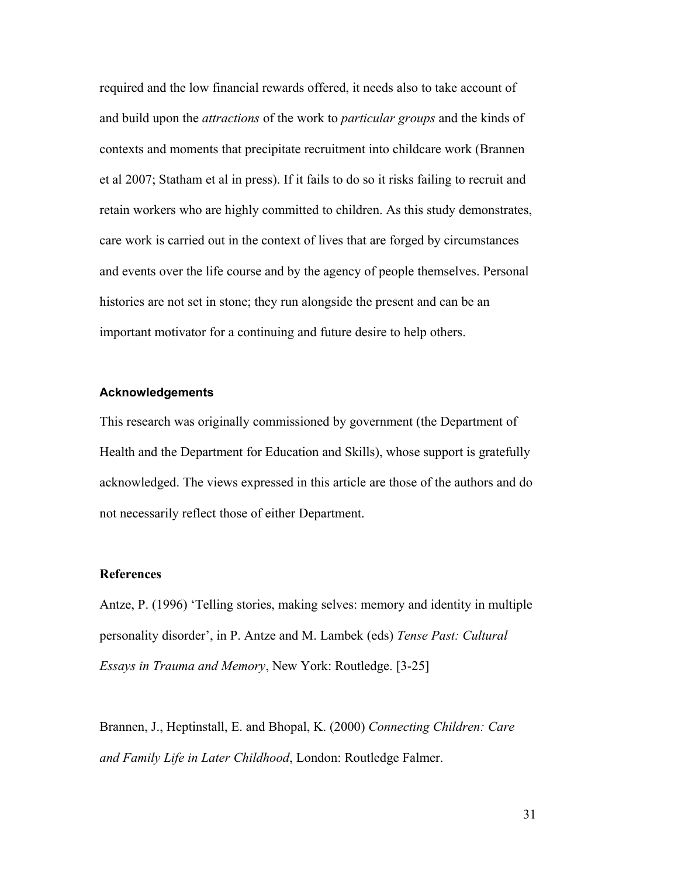required and the low financial rewards offered, it needs also to take account of and build upon the *attractions* of the work to *particular groups* and the kinds of contexts and moments that precipitate recruitment into childcare work (Brannen et al 2007; Statham et al in press). If it fails to do so it risks failing to recruit and retain workers who are highly committed to children. As this study demonstrates, care work is carried out in the context of lives that are forged by circumstances and events over the life course and by the agency of people themselves. Personal histories are not set in stone; they run alongside the present and can be an important motivator for a continuing and future desire to help others.

### Acknowledgements

This research was originally commissioned by government (the Department of Health and the Department for Education and Skills), whose support is gratefully acknowledged. The views expressed in this article are those of the authors and do not necessarily reflect those of either Department.

### References

Antze, P. (1996) 'Telling stories, making selves: memory and identity in multiple personality disorder', in P. Antze and M. Lambek (eds) *Tense Past: Cultural Essays in Trauma and Memory*, New York: Routledge. [3-25]

Brannen, J., Heptinstall, E. and Bhopal, K. (2000) *Connecting Children: Care and Family Life in Later Childhood*, London: Routledge Falmer.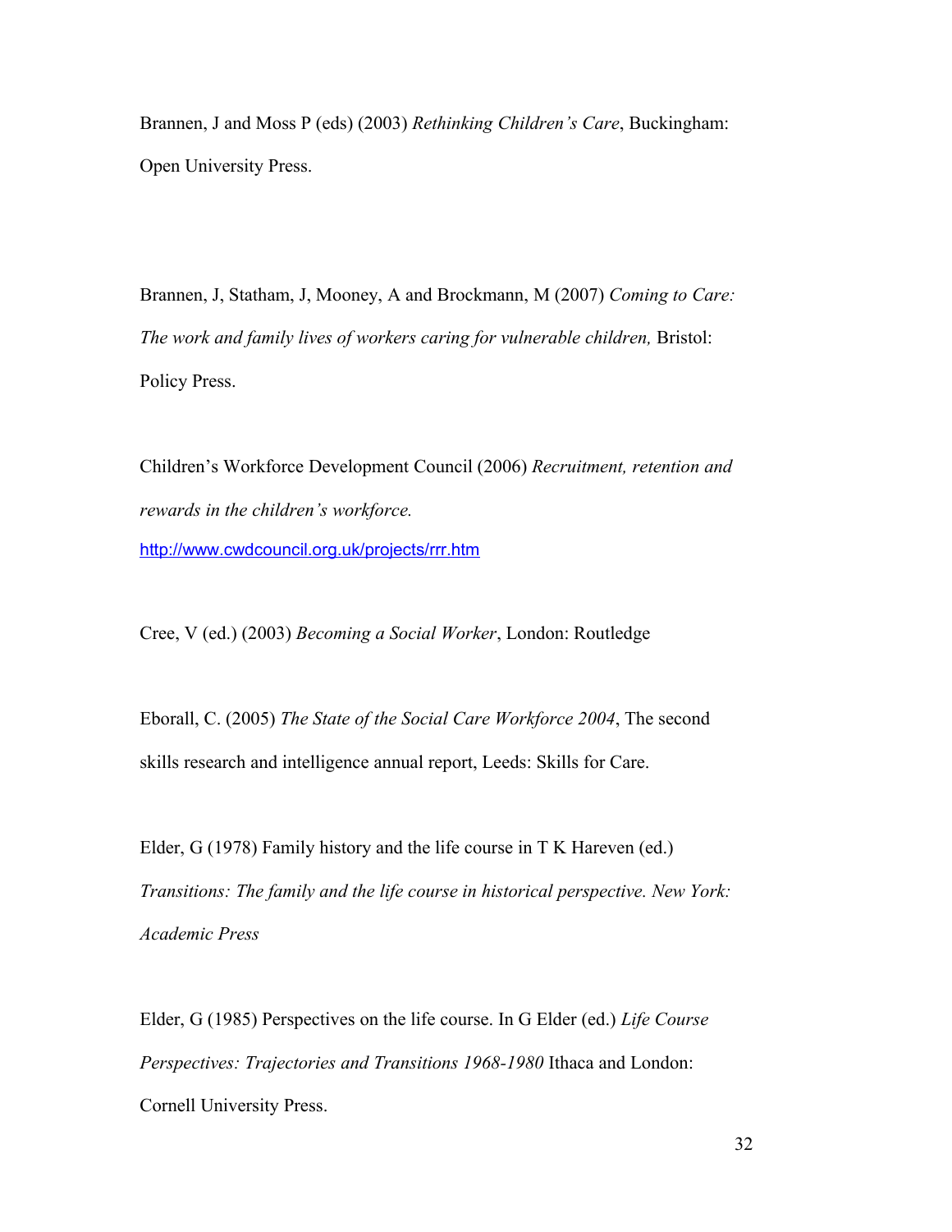Brannen, J and Moss P (eds) (2003) *Rethinking Children's Care*, Buckingham: Open University Press.

Brannen, J, Statham, J, Mooney, A and Brockmann, M (2007) *Coming to Care: The work and family lives of workers caring for vulnerable children,* Bristol: Policy Press.

Children's Workforce Development Council (2006) *Recruitment, retention and rewards in the children's workforce.* http://www.cwdcouncil.org.uk/projects/rrr.htm

Cree, V (ed.) (2003) *Becoming a Social Worker*, London: Routledge

Eborall, C. (2005) *The State of the Social Care Workforce 2004*, The second skills research and intelligence annual report, Leeds: Skills for Care.

Elder, G (1978) Family history and the life course in T K Hareven (ed.) *Transitions: The family and the life course in historical perspective. New York: Academic Press*

Elder, G (1985) Perspectives on the life course. In G Elder (ed.) *Life Course Perspectives: Trajectories and Transitions 1968-1980* Ithaca and London: Cornell University Press.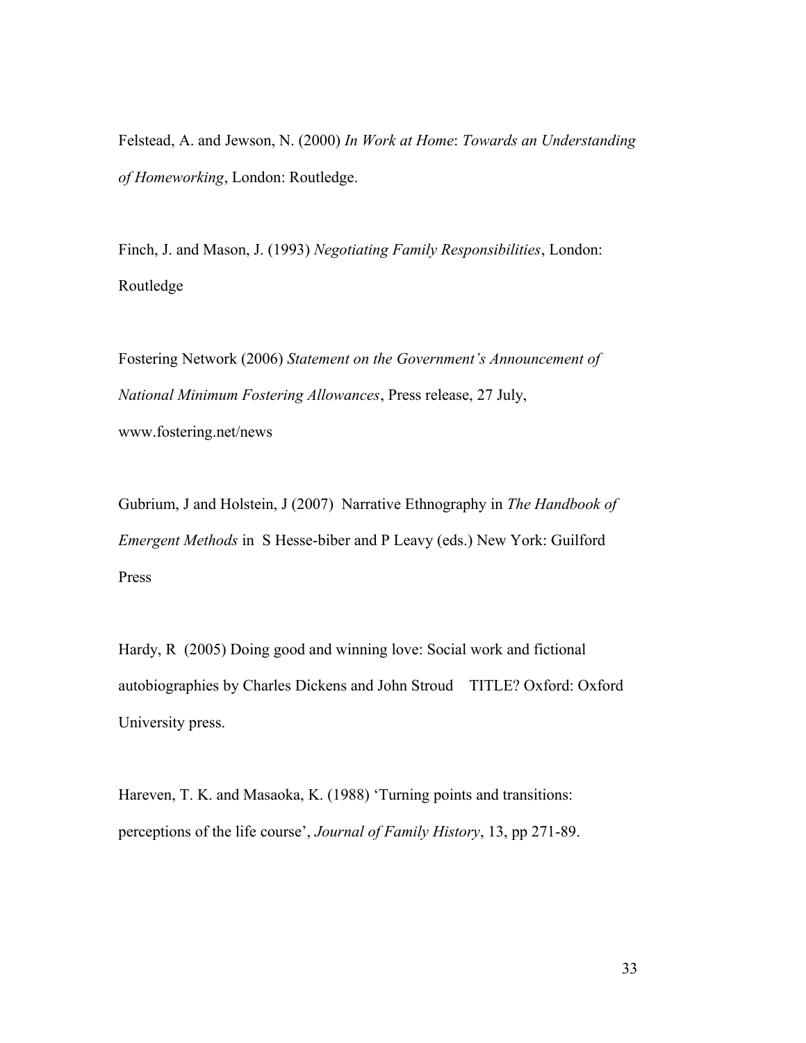Felstead, A. and Jewson, N. (2000) *In Work at Home*: *Towards an Understanding of Homeworking*, London: Routledge.

Finch, J. and Mason, J. (1993) *Negotiating Family Responsibilities*, London: Routledge

Fostering Network (2006) *Statement on the Government's Announcement of National Minimum Fostering Allowances*, Press release, 27 July, www.fostering.net/news

Gubrium, J and Holstein, J (2007) Narrative Ethnography in *The Handbook of Emergent Methods* in S Hesse-biber and P Leavy (eds.) New York: Guilford Press

Hardy, R (2005) Doing good and winning love: Social work and fictional autobiographies by Charles Dickens and John Stroud TITLE? Oxford: Oxford University press.

Hareven, T. K. and Masaoka, K. (1988) 'Turning points and transitions: perceptions of the life course', *Journal of Family History*, 13, pp 271-89.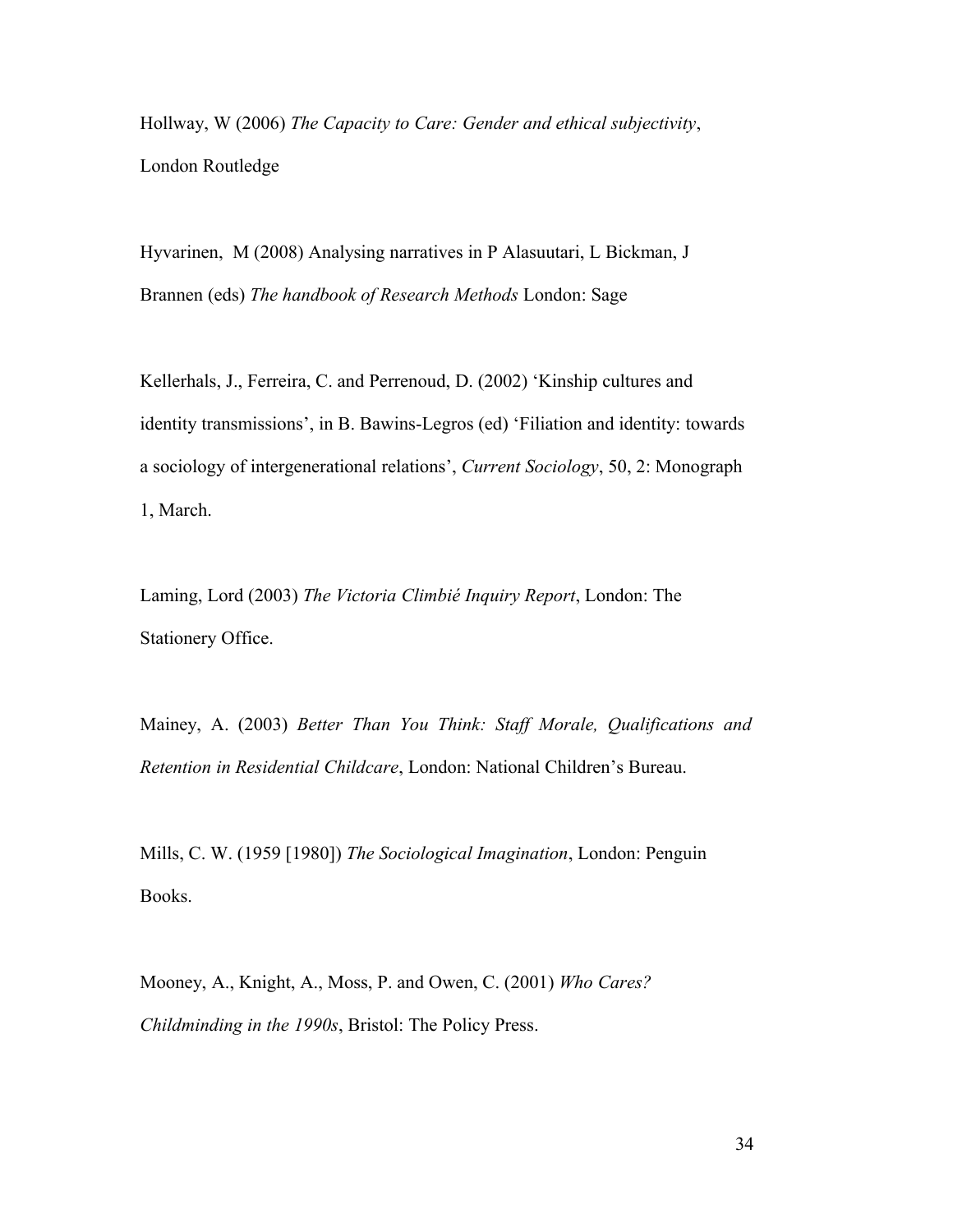Hollway, W (2006) *The Capacity to Care: Gender and ethical subjectivity*, London Routledge

Hyvarinen, M (2008) Analysing narratives in P Alasuutari, L Bickman, J Brannen (eds) *The handbook of Research Methods* London: Sage

Kellerhals, J., Ferreira, C. and Perrenoud, D. (2002) 'Kinship cultures and identity transmissions', in B. Bawins-Legros (ed) 'Filiation and identity: towards a sociology of intergenerational relations', *Current Sociology*, 50, 2: Monograph 1, March.

Laming, Lord (2003) *The Victoria Climbié Inquiry Report*, London: The Stationery Office.

Mainey, A. (2003) *Better Than You Think: Staff Morale, Qualifications and Retention in Residential Childcare*, London: National Children's Bureau.

Mills, C. W. (1959 [1980]) *The Sociological Imagination*, London: Penguin Books.

Mooney, A., Knight, A., Moss, P. and Owen, C. (2001) *Who Cares? Childminding in the 1990s*, Bristol: The Policy Press.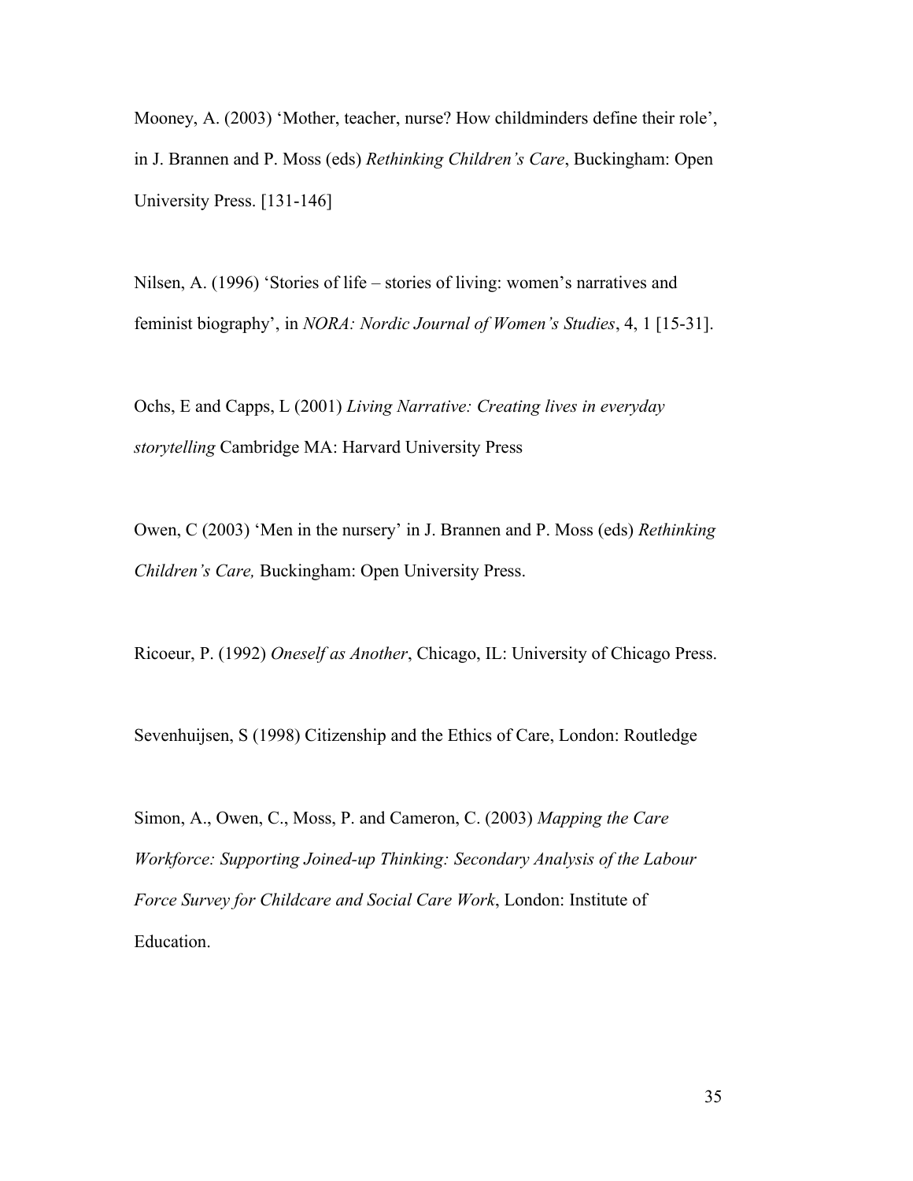Mooney, A. (2003) ‘Mother, teacher, nurse? How childminders define their role’, in J. Brannen and P. Moss (eds) *Rethinking Children’s Care*, Buckingham: Open University Press. [131-146]

Nilsen, A. (1996) ‘Stories of life – stories of living: women’s narratives and feminist biography’, in *NORA: Nordic Journal of Women’s Studies*, 4, 1 [15-31].

Ochs, E and Capps, L (2001) *Living Narrative: Creating lives in everyday storytelling* Cambridge MA: Harvard University Press

Owen, C (2003) ‘Men in the nursery’ in J. Brannen and P. Moss (eds) *Rethinking Children’s Care,* Buckingham: Open University Press.

Ricoeur, P. (1992) *Oneself as Another*, Chicago, IL: University of Chicago Press.

Sevenhuijsen, S (1998) Citizenship and the Ethics of Care, London: Routledge

Simon, A., Owen, C., Moss, P. and Cameron, C. (2003) *Mapping the Care Workforce: Supporting Joined-up Thinking: Secondary Analysis of the Labour Force Survey for Childcare and Social Care Work*, London: Institute of Education.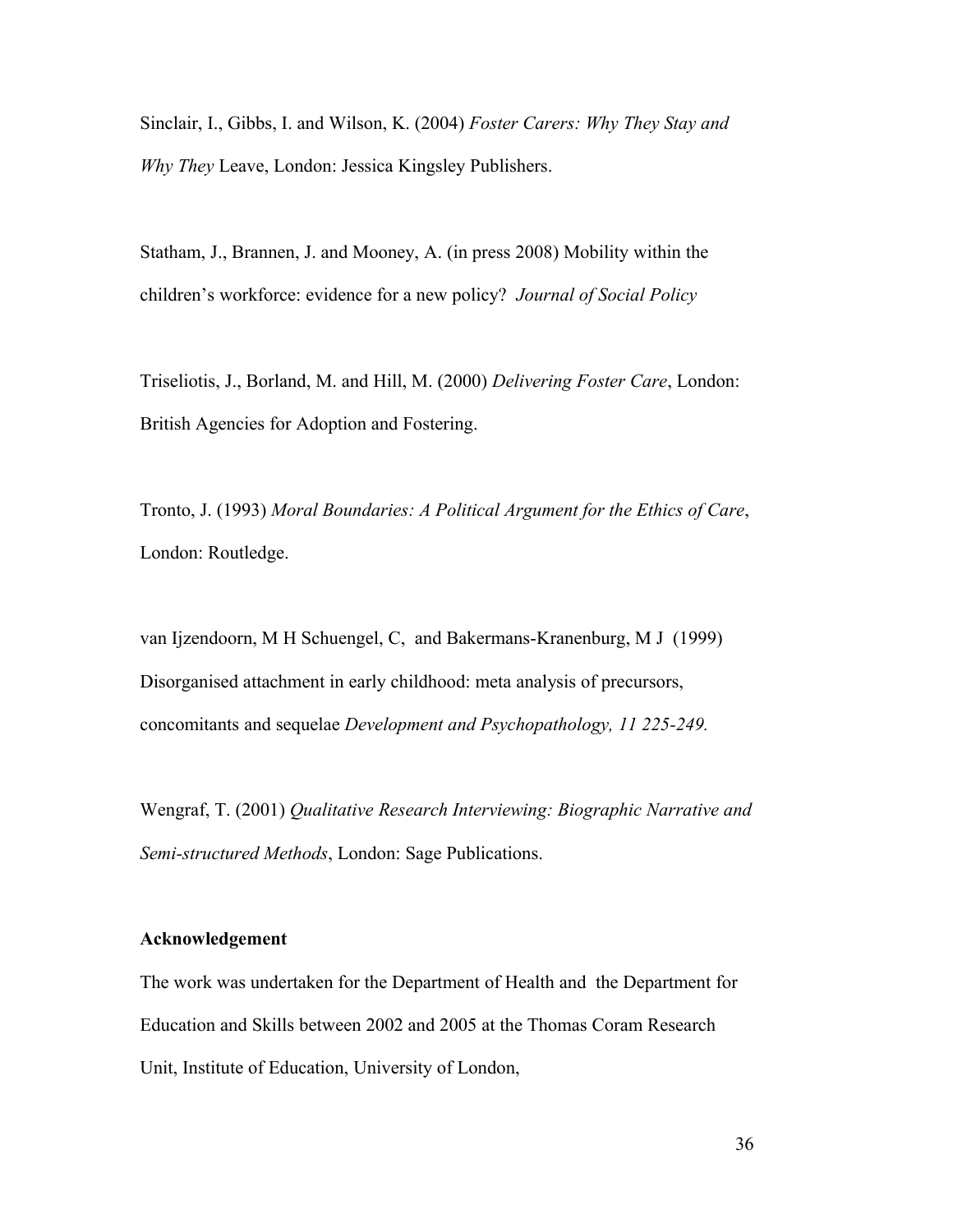Sinclair, I., Gibbs, I. and Wilson, K. (2004) *Foster Carers: Why They Stay and Why They* Leave, London: Jessica Kingsley Publishers.

Statham, J., Brannen, J. and Mooney, A. (in press 2008) Mobility within the children's workforce: evidence for a new policy? *Journal of Social Policy*

Triseliotis, J., Borland, M. and Hill, M. (2000) *Delivering Foster Care*, London: British Agencies for Adoption and Fostering.

Tronto, J. (1993) *Moral Boundaries: A Political Argument for the Ethics of Care*, London: Routledge.

van Ijzendoorn, M H Schuengel, C, and Bakermans-Kranenburg, M J (1999) Disorganised attachment in early childhood: meta analysis of precursors, concomitants and sequelae *Development and Psychopathology, 11 225-249.*

Wengraf, T. (2001) *Qualitative Research Interviewing: Biographic Narrative and Semi-structured Methods*, London: Sage Publications.

**Acknowledgement**

The work was undertaken for the Department of Health and the Department for Education and Skills between 2002 and 2005 at the Thomas Coram Research Unit, Institute of Education, University of London,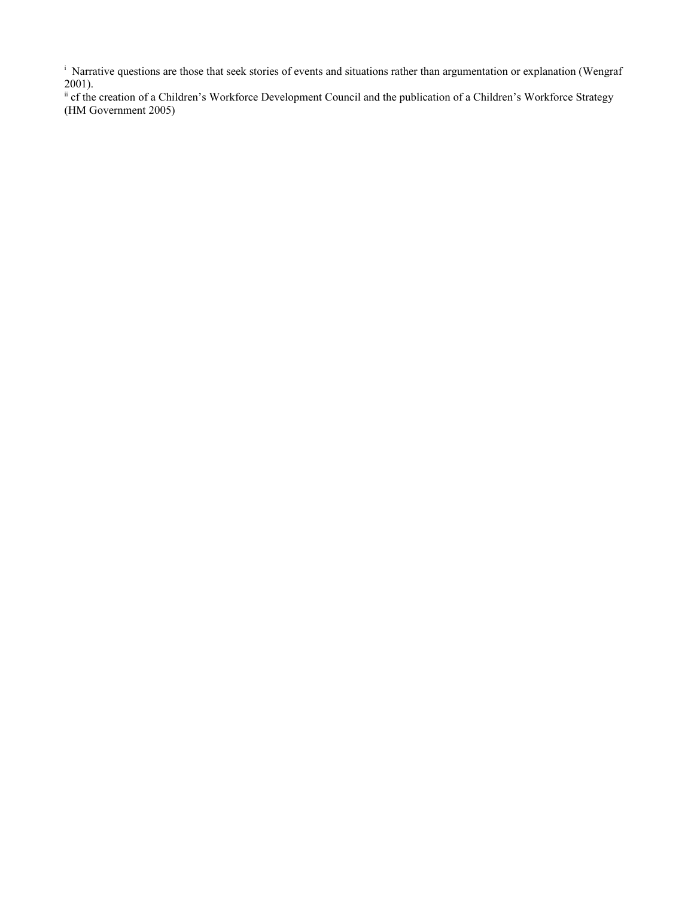[i] Narrative questions are those that seek stories of events and situations rather than argumentation or explanation (Wengraf 2001).

[ii] cf the creation of a Children's Workforce Development Council and the publication of a Children's Workforce Strategy (HM Government 2005)